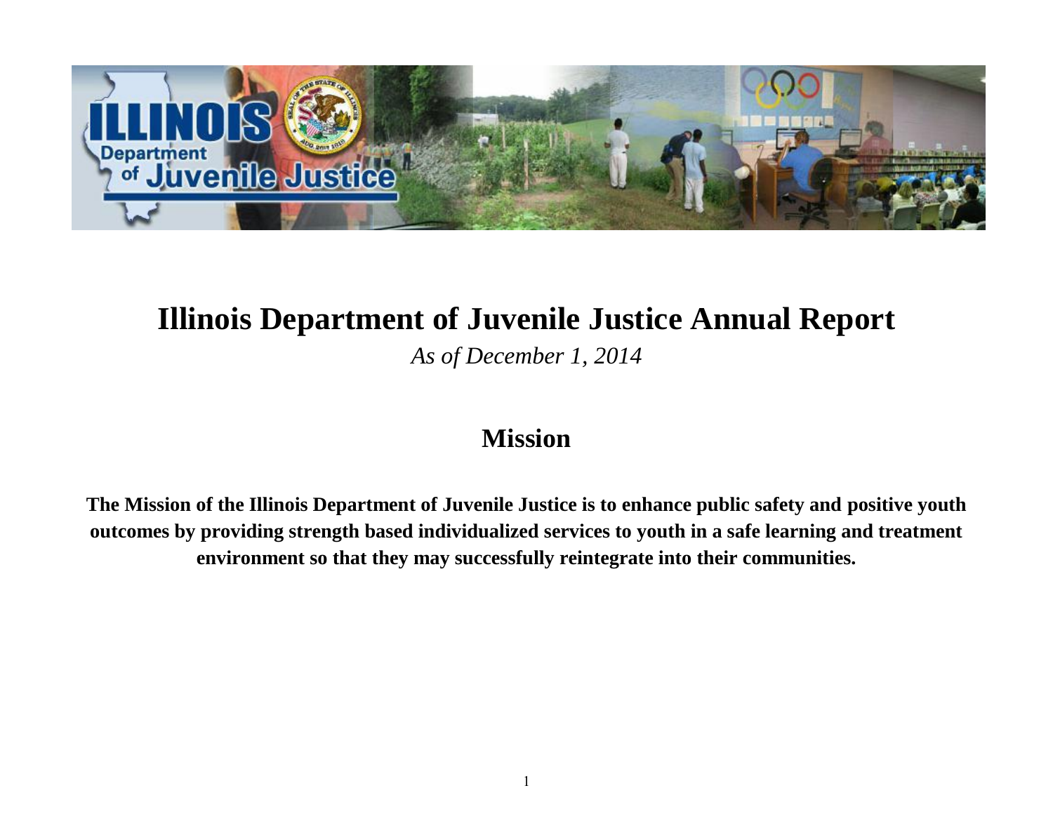# Illinois Department of Juvenile Justice Annual Report

*As of December 1, 2014*

## Mission

**The Mission of the Illinois Department of Juvenile Justice is to enhance public safety and positive youth outcomes by providing strength based individualized services to youth in a safe learning and treatment environment so that they may successfully reintegrate into their communities.**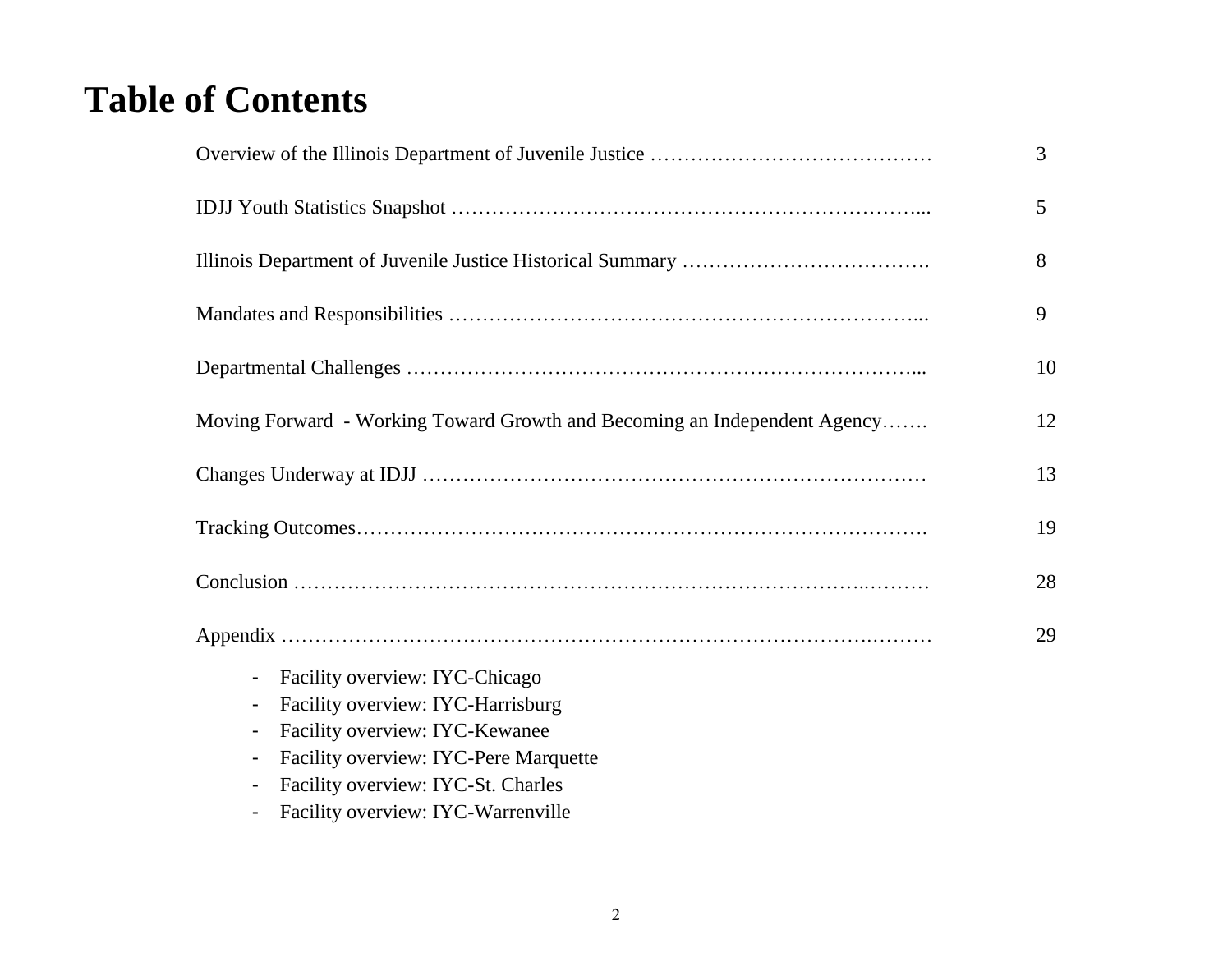# Table of Contents

| | |
|---|---|
| Overview of the Illinois Department of Juvenile Justice ……………………………………. | 3 |
| IDJJ Youth Statistics Snapshot ………………………………………………………….... | 5 |
| Illinois Department of Juvenile Justice Historical Summary ………………………………. | 8 |
| Mandates and Responsibilities ………………………………………………………….... | 9 |
| Departmental Challenges ……………………………………………………………….... | 10 |
| Moving Forward - Working Toward Growth and Becoming an Independent Agency……. | 12 |
| Changes Underway at IDJJ ……………………………………………………………… | 13 |
| Tracking Outcomes………………………………………………………………………. | 19 |
| Conclusion ……………………………………………………………………….………… | 28 |
| Appendix …………………………………………………………………………….……… | 29 |

- Facility overview: IYC-Chicago
- Facility overview: IYC-Harrisburg
- Facility overview: IYC-Kewanee
- Facility overview: IYC-Pere Marquette
- Facility overview: IYC-St. Charles
- Facility overview: IYC-Warrenville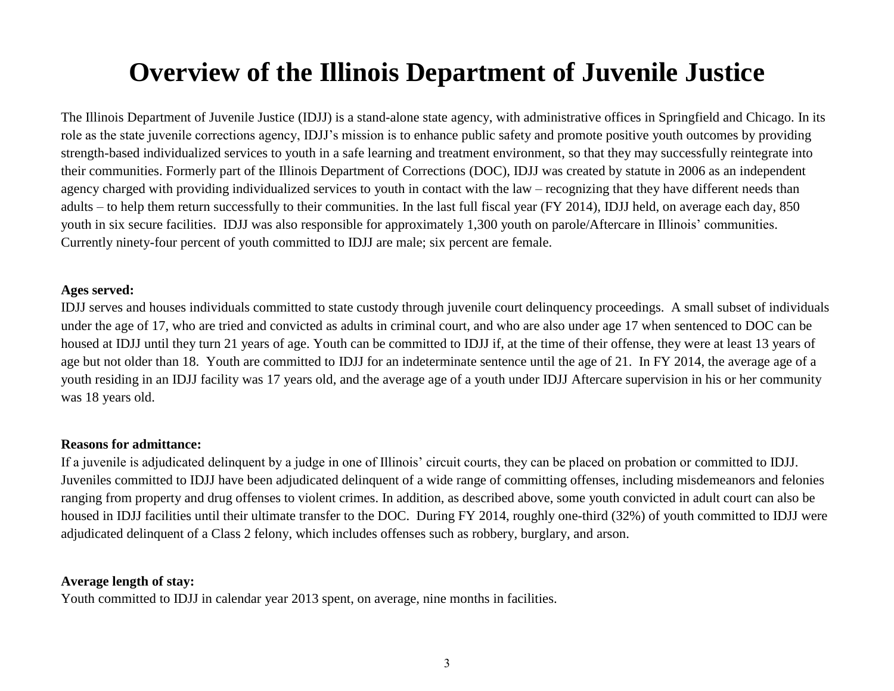# Overview of the Illinois Department of Juvenile Justice

The Illinois Department of Juvenile Justice (IDJJ) is a stand-alone state agency, with administrative offices in Springfield and Chicago. In its role as the state juvenile corrections agency, IDJJ's mission is to enhance public safety and promote positive youth outcomes by providing strength-based individualized services to youth in a safe learning and treatment environment, so that they may successfully reintegrate into their communities. Formerly part of the Illinois Department of Corrections (DOC), IDJJ was created by statute in 2006 as an independent agency charged with providing individualized services to youth in contact with the law – recognizing that they have different needs than adults – to help them return successfully to their communities. In the last full fiscal year (FY 2014), IDJJ held, on average each day, 850 youth in six secure facilities. IDJJ was also responsible for approximately 1,300 youth on parole/Aftercare in Illinois' communities. Currently ninety-four percent of youth committed to IDJJ are male; six percent are female.

**Ages served:**
IDJJ serves and houses individuals committed to state custody through juvenile court delinquency proceedings. A small subset of individuals under the age of 17, who are tried and convicted as adults in criminal court, and who are also under age 17 when sentenced to DOC can be housed at IDJJ until they turn 21 years of age. Youth can be committed to IDJJ if, at the time of their offense, they were at least 13 years of age but not older than 18. Youth are committed to IDJJ for an indeterminate sentence until the age of 21. In FY 2014, the average age of a youth residing in an IDJJ facility was 17 years old, and the average age of a youth under IDJJ Aftercare supervision in his or her community was 18 years old.

**Reasons for admittance:**
If a juvenile is adjudicated delinquent by a judge in one of Illinois' circuit courts, they can be placed on probation or committed to IDJJ. Juveniles committed to IDJJ have been adjudicated delinquent of a wide range of committing offenses, including misdemeanors and felonies ranging from property and drug offenses to violent crimes. In addition, as described above, some youth convicted in adult court can also be housed in IDJJ facilities until their ultimate transfer to the DOC. During FY 2014, roughly one-third (32%) of youth committed to IDJJ were adjudicated delinquent of a Class 2 felony, which includes offenses such as robbery, burglary, and arson.

**Average length of stay:**
Youth committed to IDJJ in calendar year 2013 spent, on average, nine months in facilities.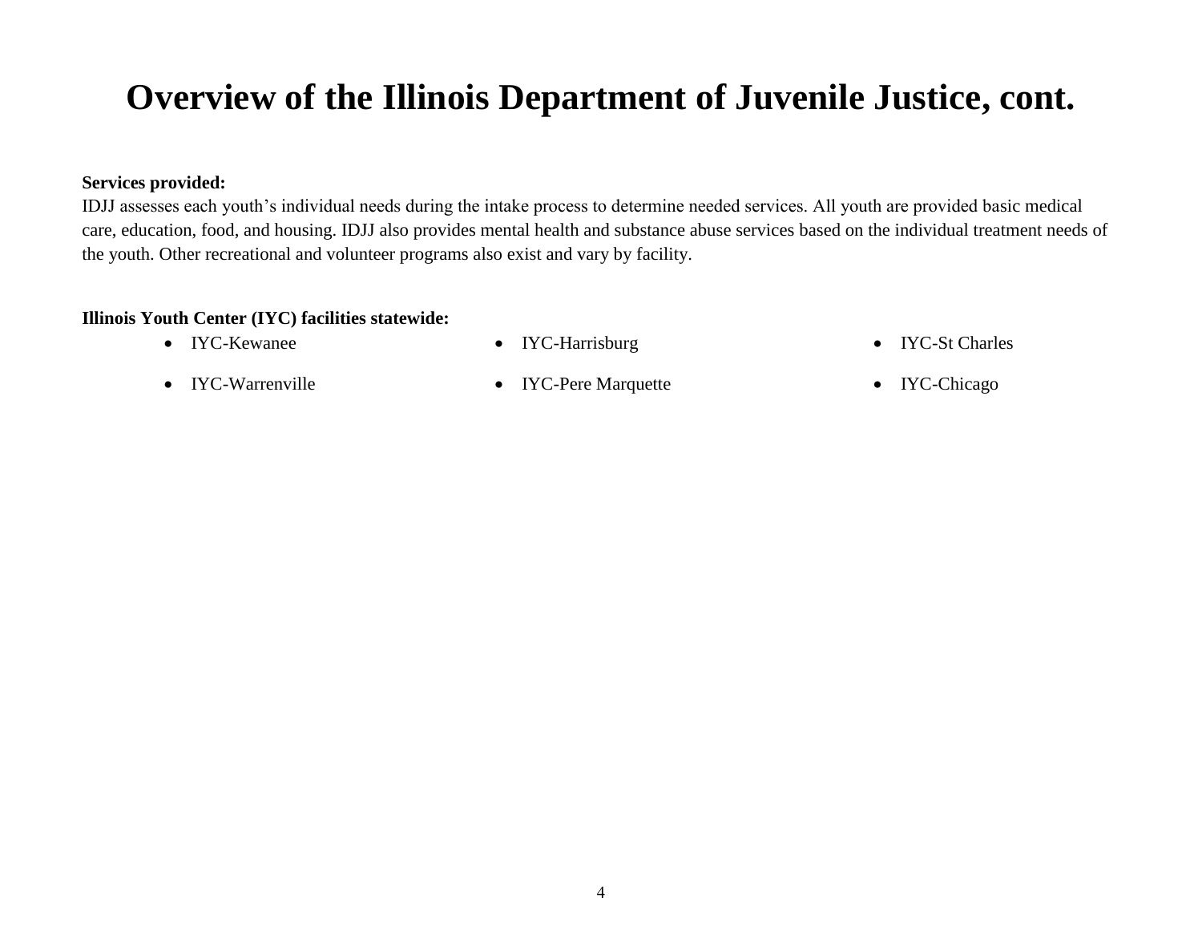# Overview of the Illinois Department of Juvenile Justice, cont.

**Services provided:**

IDJJ assesses each youth's individual needs during the intake process to determine needed services. All youth are provided basic medical care, education, food, and housing. IDJJ also provides mental health and substance abuse services based on the individual treatment needs of the youth. Other recreational and volunteer programs also exist and vary by facility.

**Illinois Youth Center (IYC) facilities statewide:**

- IYC-Kewanee
- IYC-Warrenville
- IYC-Harrisburg
- IYC-Pere Marquette
- IYC-St Charles
- IYC-Chicago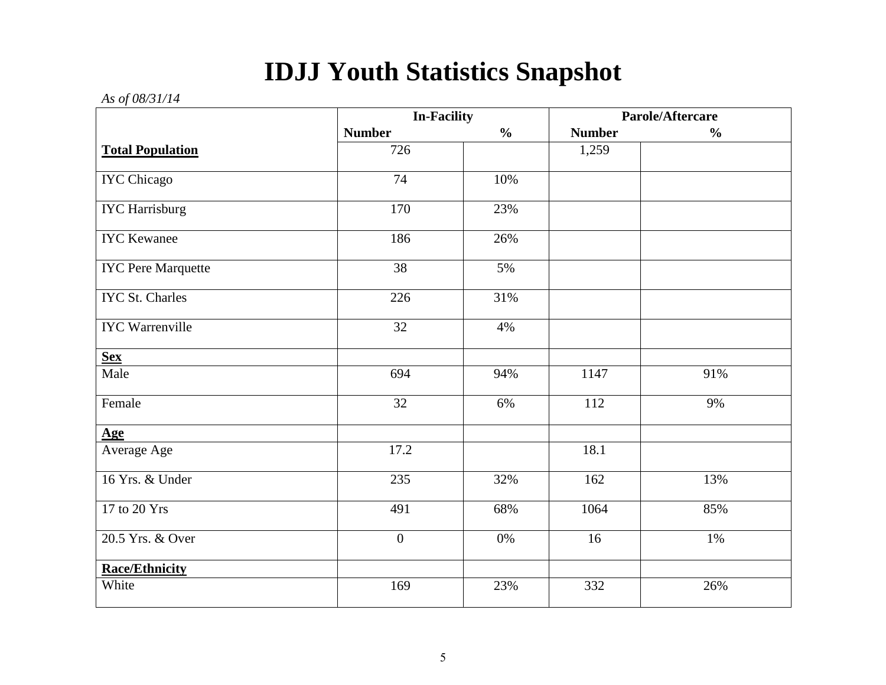# IDJJ Youth Statistics Snapshot

*As of 08/31/14*

| | In-Facility | | Parole/Aftercare | |
|---|---|---|---|---|
| | Number | % | Number | % |
| **Total Population** | 726 | | 1,259 | |
| IYC Chicago | 74 | 10% | | |
| IYC Harrisburg | 170 | 23% | | |
| IYC Kewanee | 186 | 26% | | |
| IYC Pere Marquette | 38 | 5% | | |
| IYC St. Charles | 226 | 31% | | |
| IYC Warrenville | 32 | 4% | | |
| **Sex** | | | | |
| Male | 694 | 94% | 1147 | 91% |
| Female | 32 | 6% | 112 | 9% |
| **Age** | | | | |
| Average Age | 17.2 | | 18.1 | |
| 16 Yrs. & Under | 235 | 32% | 162 | 13% |
| 17 to 20 Yrs | 491 | 68% | 1064 | 85% |
| 20.5 Yrs. & Over | 0 | 0% | 16 | 1% |
| **Race/Ethnicity** | | | | |
| White | 169 | 23% | 332 | 26% |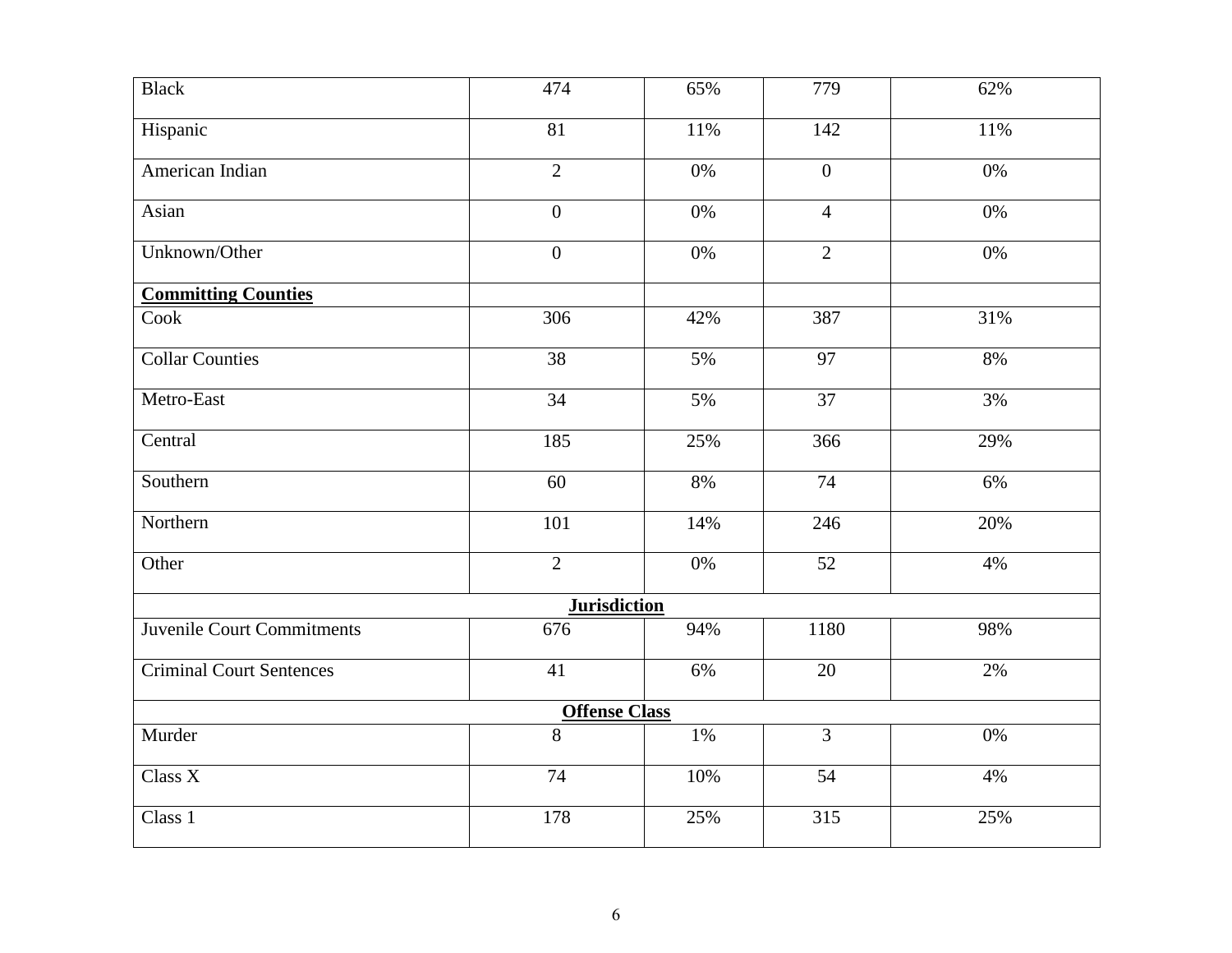| Black | 474 | 65% | 779 | 62% |
|---|---|---|---|---|
| Hispanic | 81 | 11% | 142 | 11% |
| American Indian | 2 | 0% | 0 | 0% |
| Asian | 0 | 0% | 4 | 0% |
| Unknown/Other | 0 | 0% | 2 | 0% |
| **Committing Counties** | | | | |
| Cook | 306 | 42% | 387 | 31% |
| Collar Counties | 38 | 5% | 97 | 8% |
| Metro-East | 34 | 5% | 37 | 3% |
| Central | 185 | 25% | 366 | 29% |
| Southern | 60 | 8% | 74 | 6% |
| Northern | 101 | 14% | 246 | 20% |
| Other | 2 | 0% | 52 | 4% |
| **Jurisdiction** | | | | |
| Juvenile Court Commitments | 676 | 94% | 1180 | 98% |
| Criminal Court Sentences | 41 | 6% | 20 | 2% |
| **Offense Class** | | | | |
| Murder | 8 | 1% | 3 | 0% |
| Class X | 74 | 10% | 54 | 4% |
| Class 1 | 178 | 25% | 315 | 25% |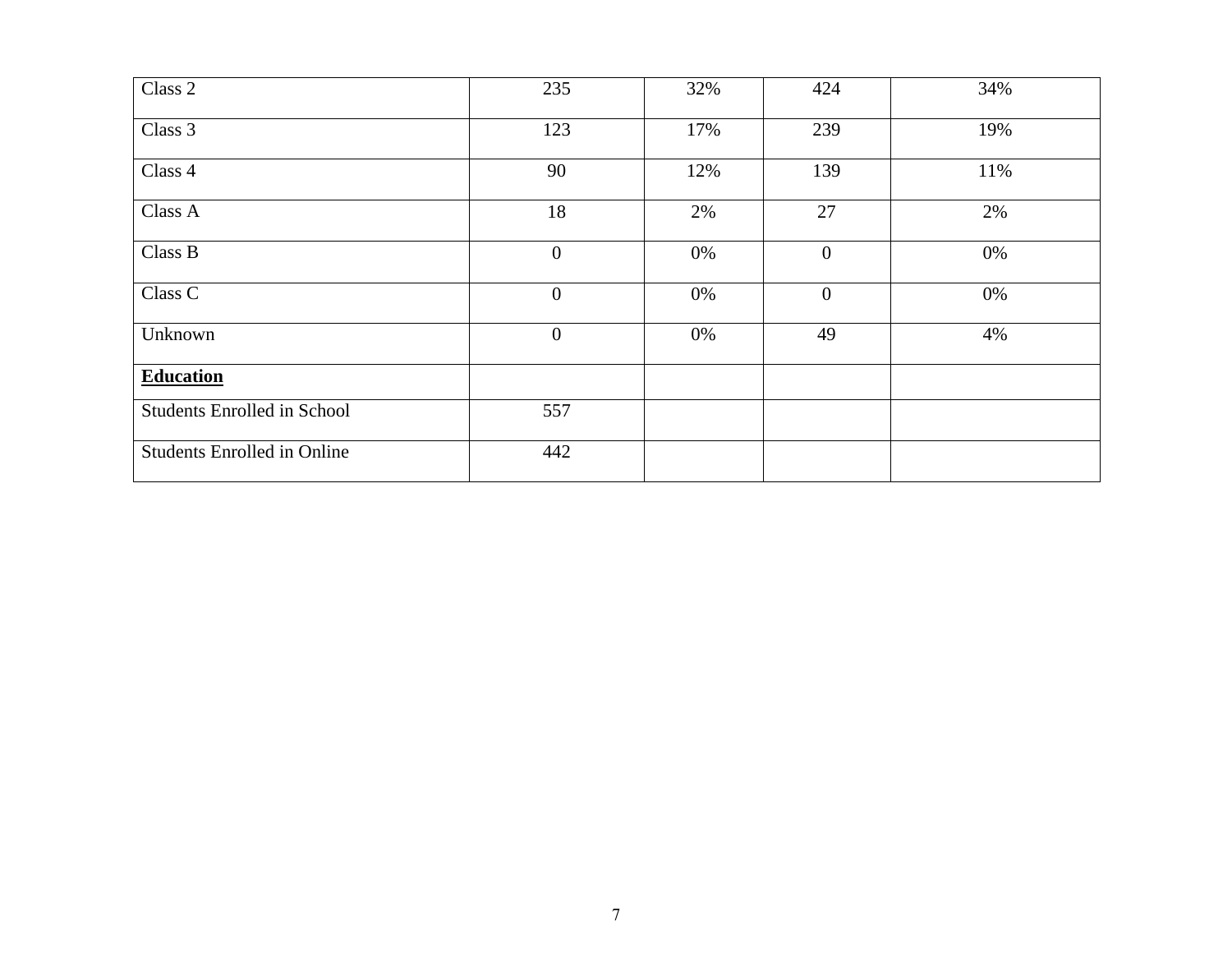| | | | | |
|---|---|---|---|---|
| Class 2 | 235 | 32% | 424 | 34% |
| Class 3 | 123 | 17% | 239 | 19% |
| Class 4 | 90 | 12% | 139 | 11% |
| Class A | 18 | 2% | 27 | 2% |
| Class B | 0 | 0% | 0 | 0% |
| Class C | 0 | 0% | 0 | 0% |
| Unknown | 0 | 0% | 49 | 4% |
| **Education** | | | | |
| Students Enrolled in School | 557 | | | |
| Students Enrolled in Online | 442 | | | |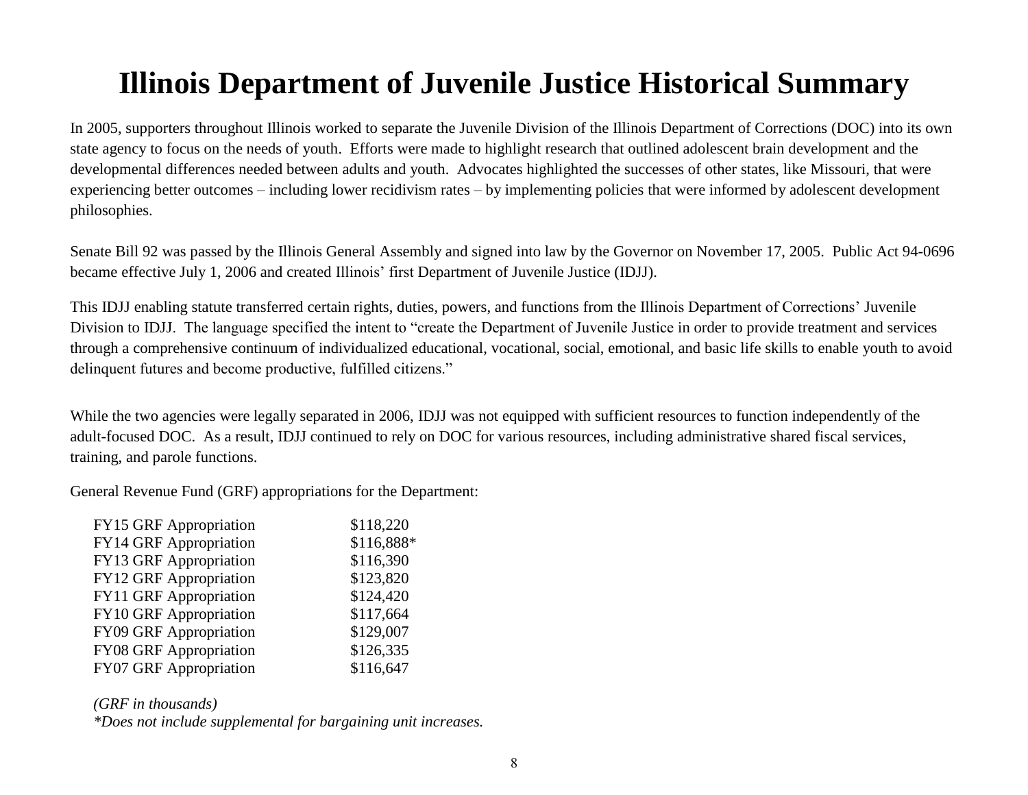# Illinois Department of Juvenile Justice Historical Summary

In 2005, supporters throughout Illinois worked to separate the Juvenile Division of the Illinois Department of Corrections (DOC) into its own state agency to focus on the needs of youth. Efforts were made to highlight research that outlined adolescent brain development and the developmental differences needed between adults and youth. Advocates highlighted the successes of other states, like Missouri, that were experiencing better outcomes – including lower recidivism rates – by implementing policies that were informed by adolescent development philosophies.

Senate Bill 92 was passed by the Illinois General Assembly and signed into law by the Governor on November 17, 2005. Public Act 94-0696 became effective July 1, 2006 and created Illinois' first Department of Juvenile Justice (IDJJ).

This IDJJ enabling statute transferred certain rights, duties, powers, and functions from the Illinois Department of Corrections' Juvenile Division to IDJJ. The language specified the intent to "create the Department of Juvenile Justice in order to provide treatment and services through a comprehensive continuum of individualized educational, vocational, social, emotional, and basic life skills to enable youth to avoid delinquent futures and become productive, fulfilled citizens."

While the two agencies were legally separated in 2006, IDJJ was not equipped with sufficient resources to function independently of the adult-focused DOC. As a result, IDJJ continued to rely on DOC for various resources, including administrative shared fiscal services, training, and parole functions.

General Revenue Fund (GRF) appropriations for the Department:

| | |
|---|---|
| FY15 GRF Appropriation | $118,220 |
| FY14 GRF Appropriation | $116,888* |
| FY13 GRF Appropriation | $116,390 |
| FY12 GRF Appropriation | $123,820 |
| FY11 GRF Appropriation | $124,420 |
| FY10 GRF Appropriation | $117,664 |
| FY09 GRF Appropriation | $129,007 |
| FY08 GRF Appropriation | $126,335 |
| FY07 GRF Appropriation | $116,647 |

*(GRF in thousands)*

*\*Does not include supplemental for bargaining unit increases.*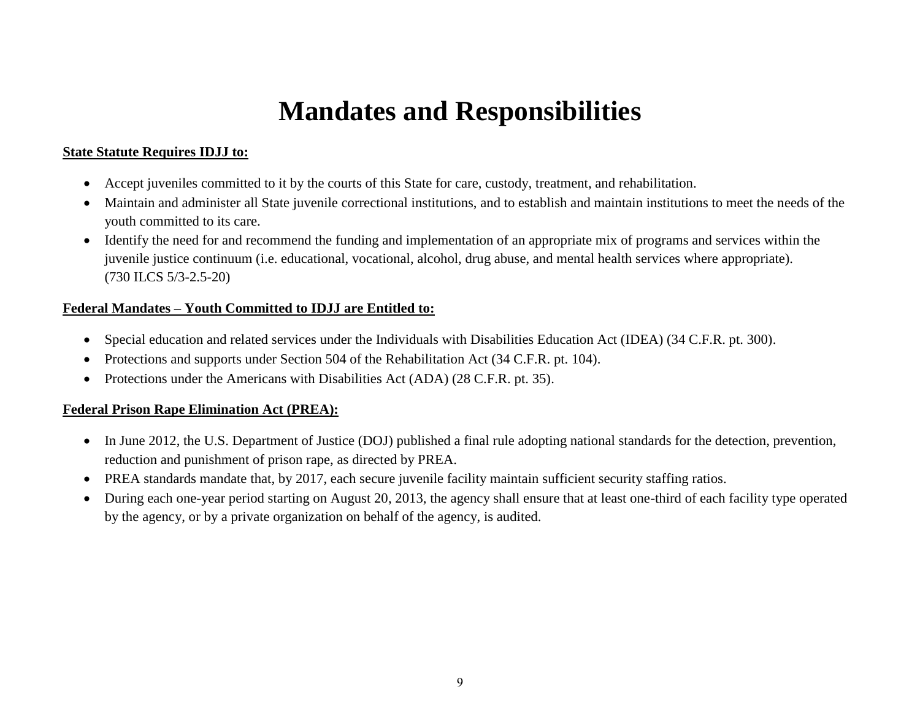# Mandates and Responsibilities

**State Statute Requires IDJJ to:**

- Accept juveniles committed to it by the courts of this State for care, custody, treatment, and rehabilitation.
- Maintain and administer all State juvenile correctional institutions, and to establish and maintain institutions to meet the needs of the youth committed to its care.
- Identify the need for and recommend the funding and implementation of an appropriate mix of programs and services within the juvenile justice continuum (i.e. educational, vocational, alcohol, drug abuse, and mental health services where appropriate). (730 ILCS 5/3-2.5-20)

**Federal Mandates – Youth Committed to IDJJ are Entitled to:**

- Special education and related services under the Individuals with Disabilities Education Act (IDEA) (34 C.F.R. pt. 300).
- Protections and supports under Section 504 of the Rehabilitation Act (34 C.F.R. pt. 104).
- Protections under the Americans with Disabilities Act (ADA) (28 C.F.R. pt. 35).

**Federal Prison Rape Elimination Act (PREA):**

- In June 2012, the U.S. Department of Justice (DOJ) published a final rule adopting national standards for the detection, prevention, reduction and punishment of prison rape, as directed by PREA.
- PREA standards mandate that, by 2017, each secure juvenile facility maintain sufficient security staffing ratios.
- During each one-year period starting on August 20, 2013, the agency shall ensure that at least one-third of each facility type operated by the agency, or by a private organization on behalf of the agency, is audited.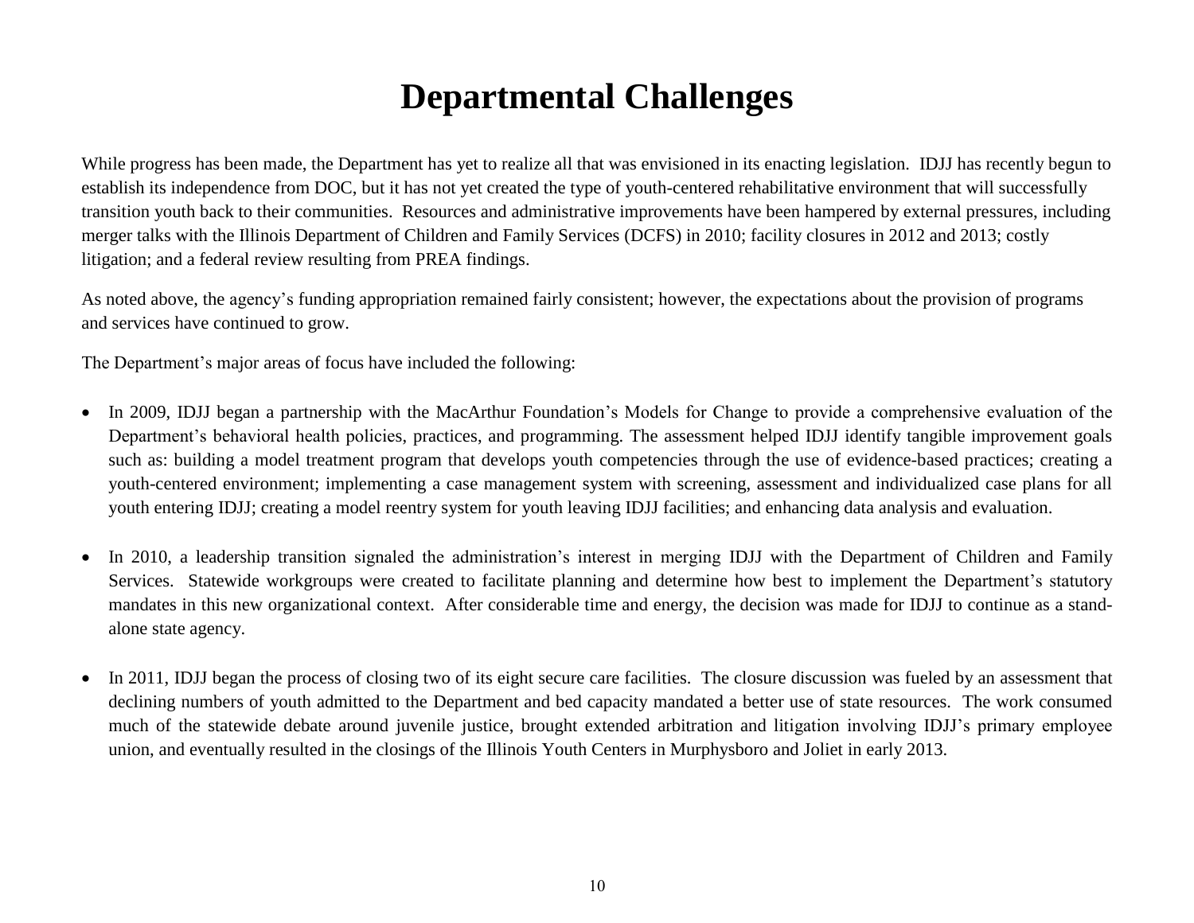# Departmental Challenges

While progress has been made, the Department has yet to realize all that was envisioned in its enacting legislation. IDJJ has recently begun to establish its independence from DOC, but it has not yet created the type of youth-centered rehabilitative environment that will successfully transition youth back to their communities. Resources and administrative improvements have been hampered by external pressures, including merger talks with the Illinois Department of Children and Family Services (DCFS) in 2010; facility closures in 2012 and 2013; costly litigation; and a federal review resulting from PREA findings.

As noted above, the agency's funding appropriation remained fairly consistent; however, the expectations about the provision of programs and services have continued to grow.

The Department's major areas of focus have included the following:

- In 2009, IDJJ began a partnership with the MacArthur Foundation's Models for Change to provide a comprehensive evaluation of the Department's behavioral health policies, practices, and programming. The assessment helped IDJJ identify tangible improvement goals such as: building a model treatment program that develops youth competencies through the use of evidence-based practices; creating a youth-centered environment; implementing a case management system with screening, assessment and individualized case plans for all youth entering IDJJ; creating a model reentry system for youth leaving IDJJ facilities; and enhancing data analysis and evaluation.

- In 2010, a leadership transition signaled the administration's interest in merging IDJJ with the Department of Children and Family Services. Statewide workgroups were created to facilitate planning and determine how best to implement the Department's statutory mandates in this new organizational context. After considerable time and energy, the decision was made for IDJJ to continue as a stand-alone state agency.

- In 2011, IDJJ began the process of closing two of its eight secure care facilities. The closure discussion was fueled by an assessment that declining numbers of youth admitted to the Department and bed capacity mandated a better use of state resources. The work consumed much of the statewide debate around juvenile justice, brought extended arbitration and litigation involving IDJJ's primary employee union, and eventually resulted in the closings of the Illinois Youth Centers in Murphysboro and Joliet in early 2013.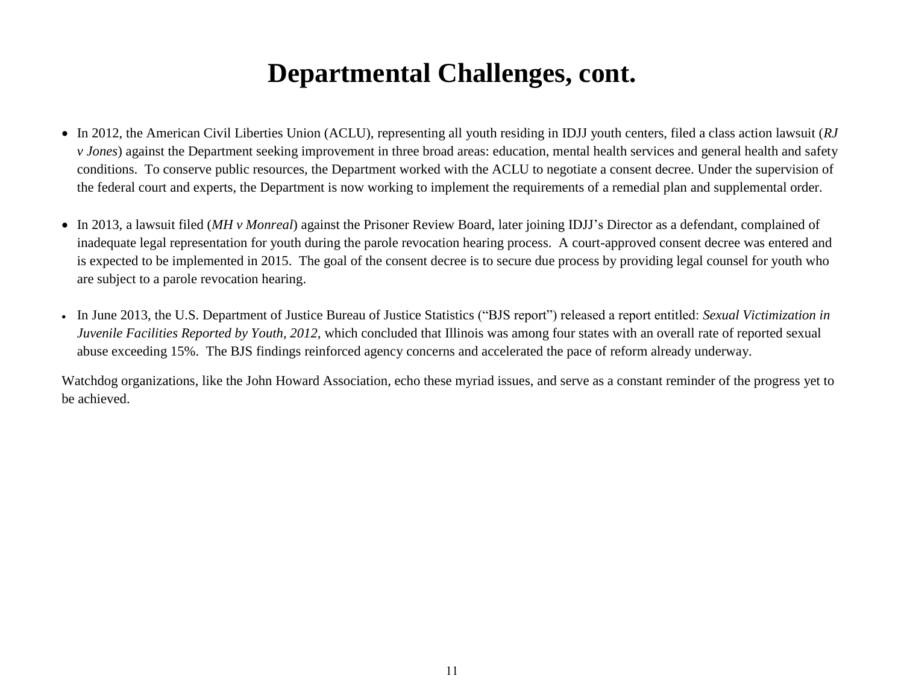# Departmental Challenges, cont.

- In 2012, the American Civil Liberties Union (ACLU), representing all youth residing in IDJJ youth centers, filed a class action lawsuit (*RJ v Jones*) against the Department seeking improvement in three broad areas: education, mental health services and general health and safety conditions. To conserve public resources, the Department worked with the ACLU to negotiate a consent decree. Under the supervision of the federal court and experts, the Department is now working to implement the requirements of a remedial plan and supplemental order.

- In 2013, a lawsuit filed (*MH v Monreal*) against the Prisoner Review Board, later joining IDJJ's Director as a defendant, complained of inadequate legal representation for youth during the parole revocation hearing process. A court-approved consent decree was entered and is expected to be implemented in 2015. The goal of the consent decree is to secure due process by providing legal counsel for youth who are subject to a parole revocation hearing.

- In June 2013, the U.S. Department of Justice Bureau of Justice Statistics ("BJS report") released a report entitled: *Sexual Victimization in Juvenile Facilities Reported by Youth, 2012,* which concluded that Illinois was among four states with an overall rate of reported sexual abuse exceeding 15%. The BJS findings reinforced agency concerns and accelerated the pace of reform already underway.

Watchdog organizations, like the John Howard Association, echo these myriad issues, and serve as a constant reminder of the progress yet to be achieved.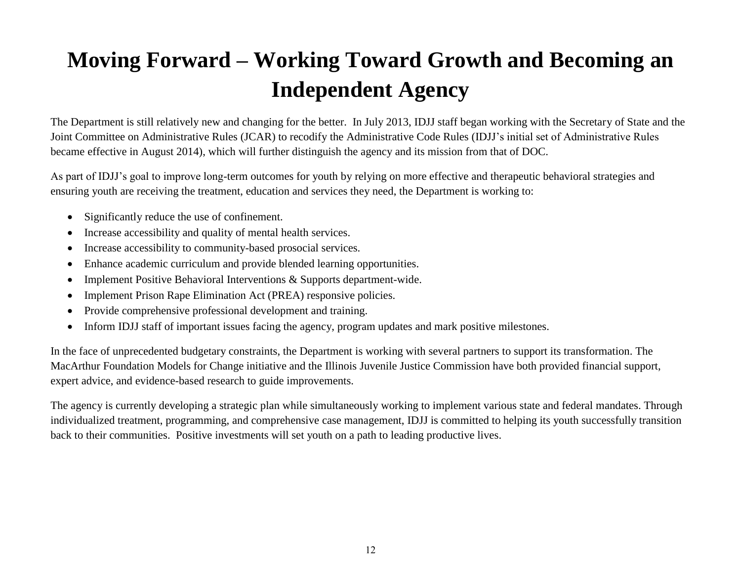# Moving Forward – Working Toward Growth and Becoming an Independent Agency

The Department is still relatively new and changing for the better. In July 2013, IDJJ staff began working with the Secretary of State and the Joint Committee on Administrative Rules (JCAR) to recodify the Administrative Code Rules (IDJJ's initial set of Administrative Rules became effective in August 2014), which will further distinguish the agency and its mission from that of DOC.

As part of IDJJ's goal to improve long-term outcomes for youth by relying on more effective and therapeutic behavioral strategies and ensuring youth are receiving the treatment, education and services they need, the Department is working to:

- Significantly reduce the use of confinement.
- Increase accessibility and quality of mental health services.
- Increase accessibility to community-based prosocial services.
- Enhance academic curriculum and provide blended learning opportunities.
- Implement Positive Behavioral Interventions & Supports department-wide.
- Implement Prison Rape Elimination Act (PREA) responsive policies.
- Provide comprehensive professional development and training.
- Inform IDJJ staff of important issues facing the agency, program updates and mark positive milestones.

In the face of unprecedented budgetary constraints, the Department is working with several partners to support its transformation. The MacArthur Foundation Models for Change initiative and the Illinois Juvenile Justice Commission have both provided financial support, expert advice, and evidence-based research to guide improvements.

The agency is currently developing a strategic plan while simultaneously working to implement various state and federal mandates. Through individualized treatment, programming, and comprehensive case management, IDJJ is committed to helping its youth successfully transition back to their communities. Positive investments will set youth on a path to leading productive lives.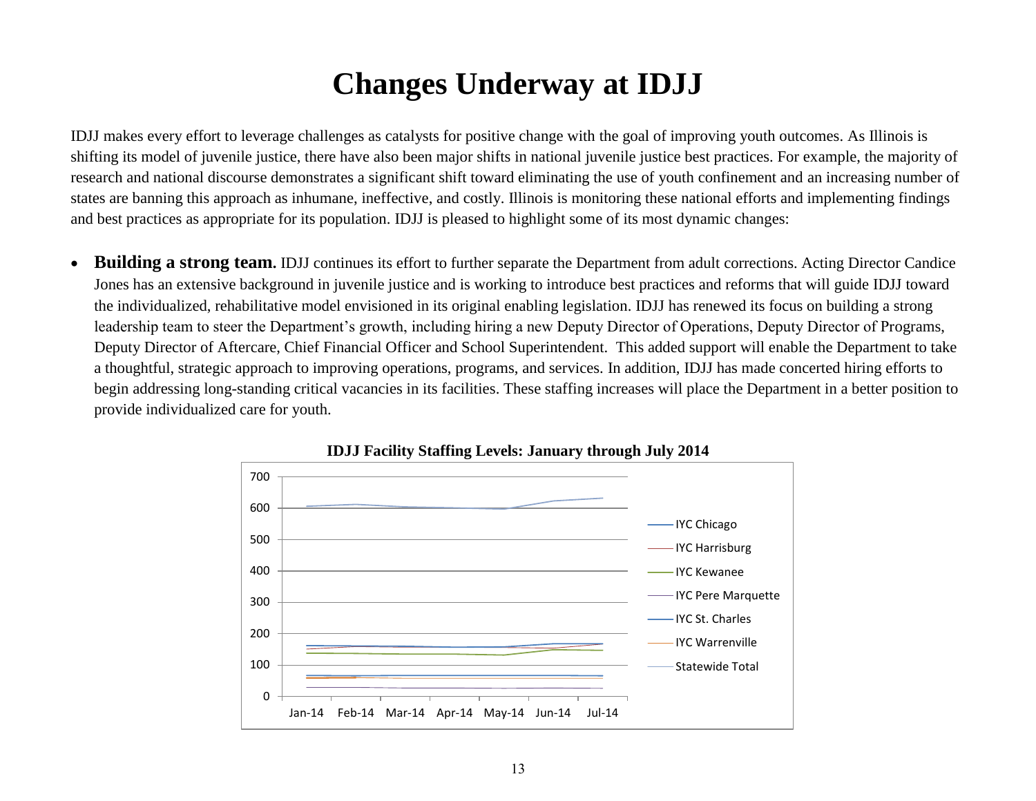# Changes Underway at IDJJ

IDJJ makes every effort to leverage challenges as catalysts for positive change with the goal of improving youth outcomes. As Illinois is shifting its model of juvenile justice, there have also been major shifts in national juvenile justice best practices. For example, the majority of research and national discourse demonstrates a significant shift toward eliminating the use of youth confinement and an increasing number of states are banning this approach as inhumane, ineffective, and costly. Illinois is monitoring these national efforts and implementing findings and best practices as appropriate for its population. IDJJ is pleased to highlight some of its most dynamic changes:

- **Building a strong team.** IDJJ continues its effort to further separate the Department from adult corrections. Acting Director Candice Jones has an extensive background in juvenile justice and is working to introduce best practices and reforms that will guide IDJJ toward the individualized, rehabilitative model envisioned in its original enabling legislation. IDJJ has renewed its focus on building a strong leadership team to steer the Department's growth, including hiring a new Deputy Director of Operations, Deputy Director of Programs, Deputy Director of Aftercare, Chief Financial Officer and School Superintendent. This added support will enable the Department to take a thoughtful, strategic approach to improving operations, programs, and services. In addition, IDJJ has made concerted hiring efforts to begin addressing long-standing critical vacancies in its facilities. These staffing increases will place the Department in a better position to provide individualized care for youth.

**IDJJ Facility Staffing Levels: January through July 2014**

Legend: IYC Chicago, IYC Harrisburg, IYC Kewanee, IYC Pere Marquette, IYC St. Charles, IYC Warrenville, Statewide Total

Y-axis: 0–700; X-axis: Jan-14, Feb-14, Mar-14, Apr-14, May-14, Jun-14, Jul-14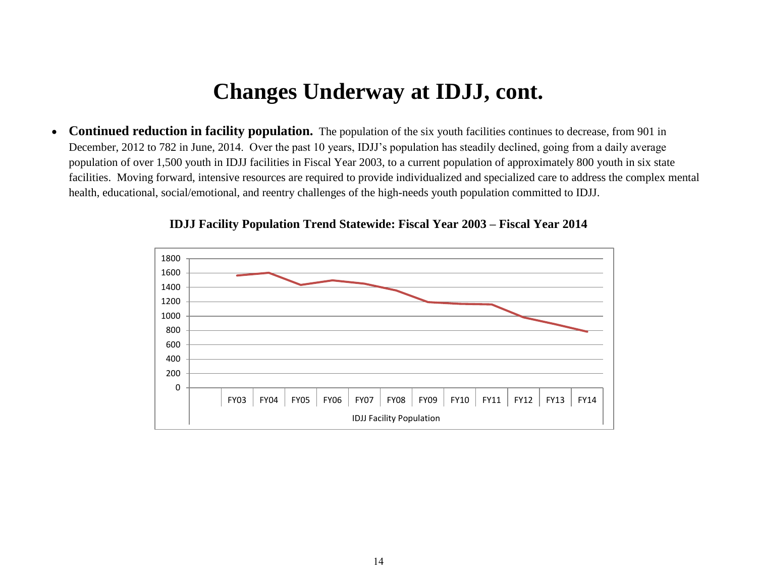# Changes Underway at IDJJ, cont.

- **Continued reduction in facility population.** The population of the six youth facilities continues to decrease, from 901 in December, 2012 to 782 in June, 2014. Over the past 10 years, IDJJ's population has steadily declined, going from a daily average population of over 1,500 youth in IDJJ facilities in Fiscal Year 2003, to a current population of approximately 800 youth in six state facilities. Moving forward, intensive resources are required to provide individualized and specialized care to address the complex mental health, educational, social/emotional, and reentry challenges of the high-needs youth population committed to IDJJ.

**IDJJ Facility Population Trend Statewide: Fiscal Year 2003 – Fiscal Year 2014**

1800
1600
1400
1200
1000
800
600
400
200
0

FY03 FY04 FY05 FY06 FY07 FY08 FY09 FY10 FY11 FY12 FY13 FY14

IDJJ Facility Population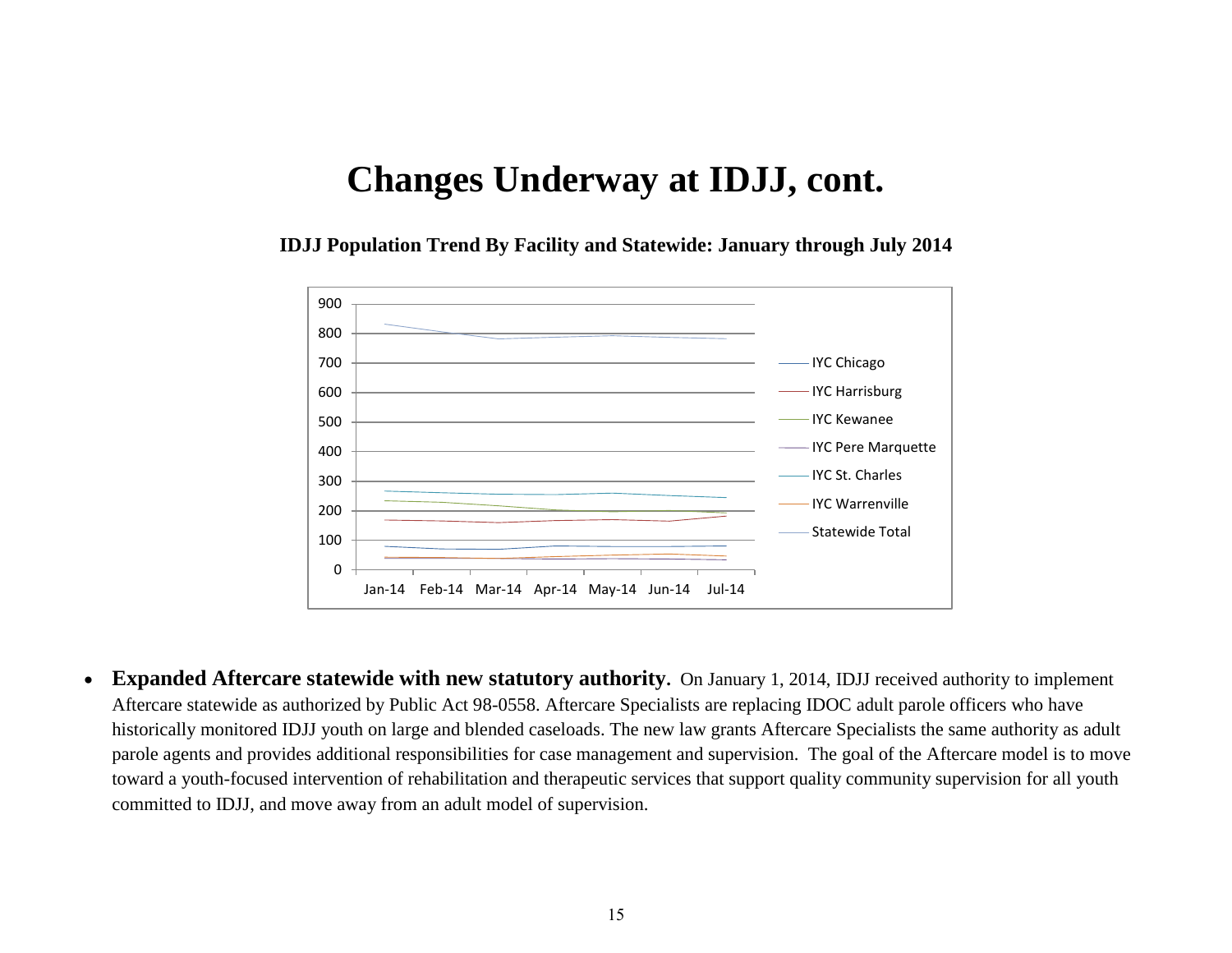# Changes Underway at IDJJ, cont.

**IDJJ Population Trend By Facility and Statewide: January through July 2014**

- **Expanded Aftercare statewide with new statutory authority.** On January 1, 2014, IDJJ received authority to implement Aftercare statewide as authorized by Public Act 98-0558. Aftercare Specialists are replacing IDOC adult parole officers who have historically monitored IDJJ youth on large and blended caseloads. The new law grants Aftercare Specialists the same authority as adult parole agents and provides additional responsibilities for case management and supervision. The goal of the Aftercare model is to move toward a youth-focused intervention of rehabilitation and therapeutic services that support quality community supervision for all youth committed to IDJJ, and move away from an adult model of supervision.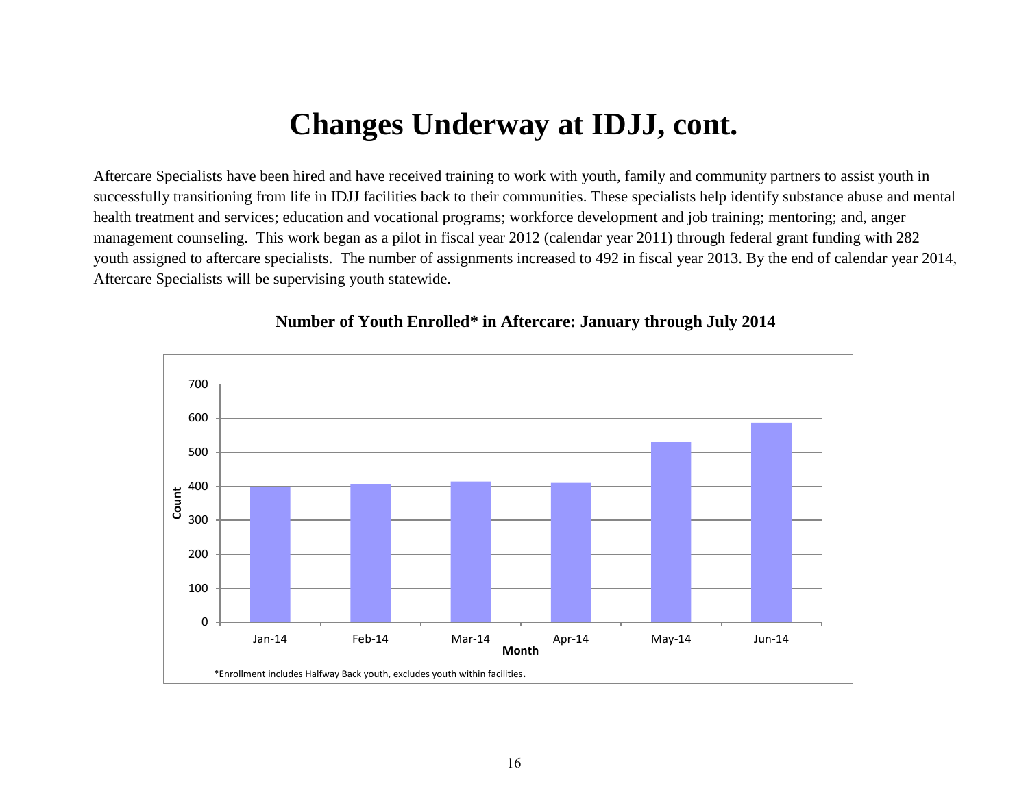# Changes Underway at IDJJ, cont.

Aftercare Specialists have been hired and have received training to work with youth, family and community partners to assist youth in successfully transitioning from life in IDJJ facilities back to their communities. These specialists help identify substance abuse and mental health treatment and services; education and vocational programs; workforce development and job training; mentoring; and, anger management counseling. This work began as a pilot in fiscal year 2012 (calendar year 2011) through federal grant funding with 282 youth assigned to aftercare specialists. The number of assignments increased to 492 in fiscal year 2013. By the end of calendar year 2014, Aftercare Specialists will be supervising youth statewide.

**Number of Youth Enrolled* in Aftercare: January through July 2014**

*Enrollment includes Halfway Back youth, excludes youth within facilities.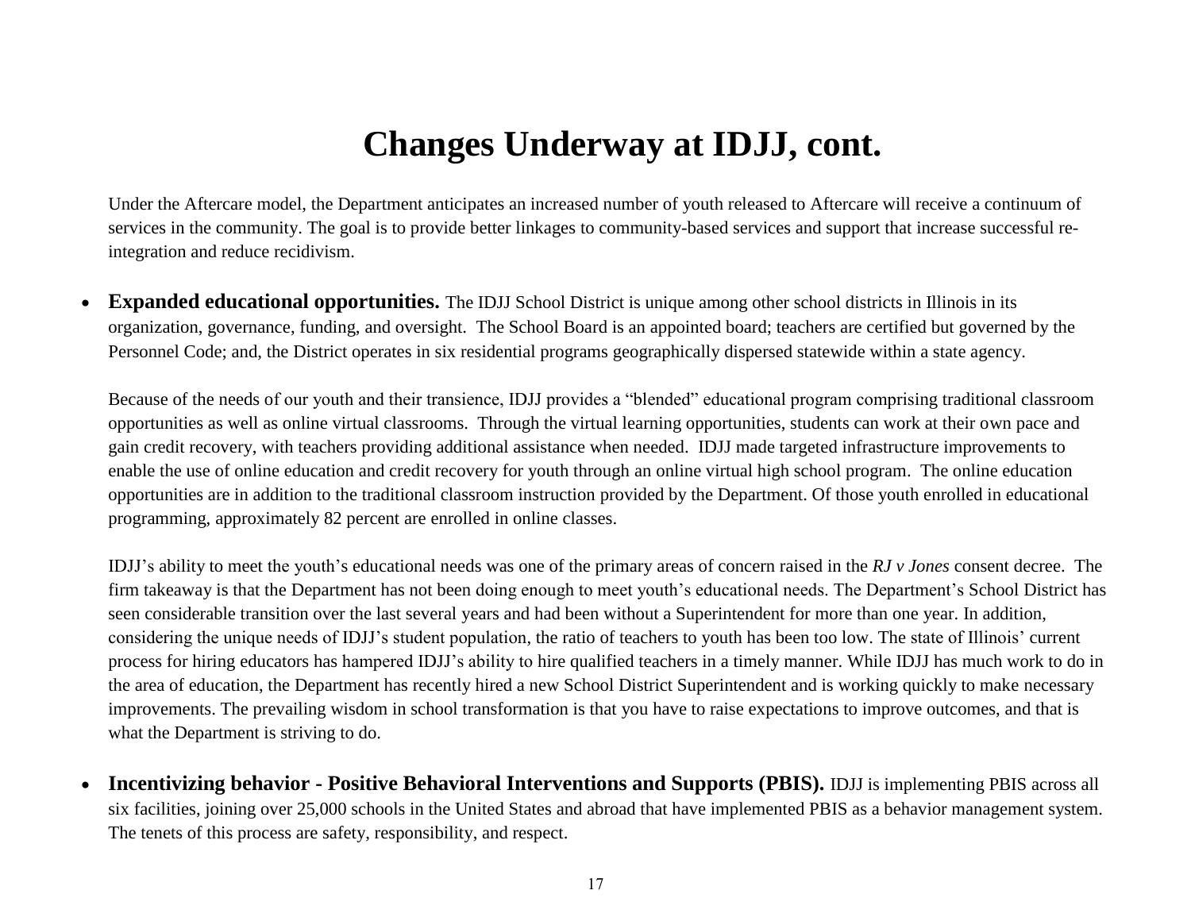# Changes Underway at IDJJ, cont.

Under the Aftercare model, the Department anticipates an increased number of youth released to Aftercare will receive a continuum of services in the community. The goal is to provide better linkages to community-based services and support that increase successful re-integration and reduce recidivism.

- **Expanded educational opportunities.** The IDJJ School District is unique among other school districts in Illinois in its organization, governance, funding, and oversight. The School Board is an appointed board; teachers are certified but governed by the Personnel Code; and, the District operates in six residential programs geographically dispersed statewide within a state agency.

  Because of the needs of our youth and their transience, IDJJ provides a "blended" educational program comprising traditional classroom opportunities as well as online virtual classrooms. Through the virtual learning opportunities, students can work at their own pace and gain credit recovery, with teachers providing additional assistance when needed. IDJJ made targeted infrastructure improvements to enable the use of online education and credit recovery for youth through an online virtual high school program. The online education opportunities are in addition to the traditional classroom instruction provided by the Department. Of those youth enrolled in educational programming, approximately 82 percent are enrolled in online classes.

  IDJJ's ability to meet the youth's educational needs was one of the primary areas of concern raised in the *RJ v Jones* consent decree. The firm takeaway is that the Department has not been doing enough to meet youth's educational needs. The Department's School District has seen considerable transition over the last several years and had been without a Superintendent for more than one year. In addition, considering the unique needs of IDJJ's student population, the ratio of teachers to youth has been too low. The state of Illinois' current process for hiring educators has hampered IDJJ's ability to hire qualified teachers in a timely manner. While IDJJ has much work to do in the area of education, the Department has recently hired a new School District Superintendent and is working quickly to make necessary improvements. The prevailing wisdom in school transformation is that you have to raise expectations to improve outcomes, and that is what the Department is striving to do.

- **Incentivizing behavior - Positive Behavioral Interventions and Supports (PBIS).** IDJJ is implementing PBIS across all six facilities, joining over 25,000 schools in the United States and abroad that have implemented PBIS as a behavior management system. The tenets of this process are safety, responsibility, and respect.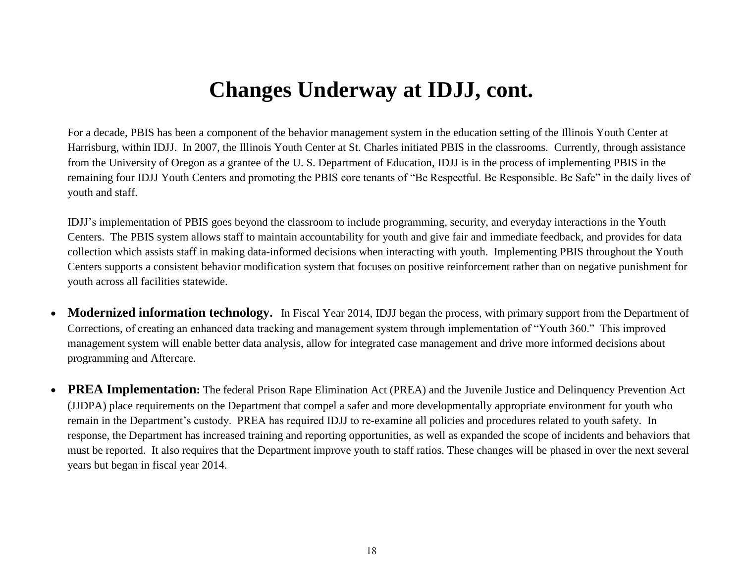# Changes Underway at IDJJ, cont.

For a decade, PBIS has been a component of the behavior management system in the education setting of the Illinois Youth Center at Harrisburg, within IDJJ. In 2007, the Illinois Youth Center at St. Charles initiated PBIS in the classrooms. Currently, through assistance from the University of Oregon as a grantee of the U. S. Department of Education, IDJJ is in the process of implementing PBIS in the remaining four IDJJ Youth Centers and promoting the PBIS core tenants of "Be Respectful. Be Responsible. Be Safe" in the daily lives of youth and staff.

IDJJ's implementation of PBIS goes beyond the classroom to include programming, security, and everyday interactions in the Youth Centers. The PBIS system allows staff to maintain accountability for youth and give fair and immediate feedback, and provides for data collection which assists staff in making data-informed decisions when interacting with youth. Implementing PBIS throughout the Youth Centers supports a consistent behavior modification system that focuses on positive reinforcement rather than on negative punishment for youth across all facilities statewide.

- **Modernized information technology.** In Fiscal Year 2014, IDJJ began the process, with primary support from the Department of Corrections, of creating an enhanced data tracking and management system through implementation of "Youth 360." This improved management system will enable better data analysis, allow for integrated case management and drive more informed decisions about programming and Aftercare.

- **PREA Implementation:** The federal Prison Rape Elimination Act (PREA) and the Juvenile Justice and Delinquency Prevention Act (JJDPA) place requirements on the Department that compel a safer and more developmentally appropriate environment for youth who remain in the Department's custody. PREA has required IDJJ to re-examine all policies and procedures related to youth safety. In response, the Department has increased training and reporting opportunities, as well as expanded the scope of incidents and behaviors that must be reported. It also requires that the Department improve youth to staff ratios. These changes will be phased in over the next several years but began in fiscal year 2014.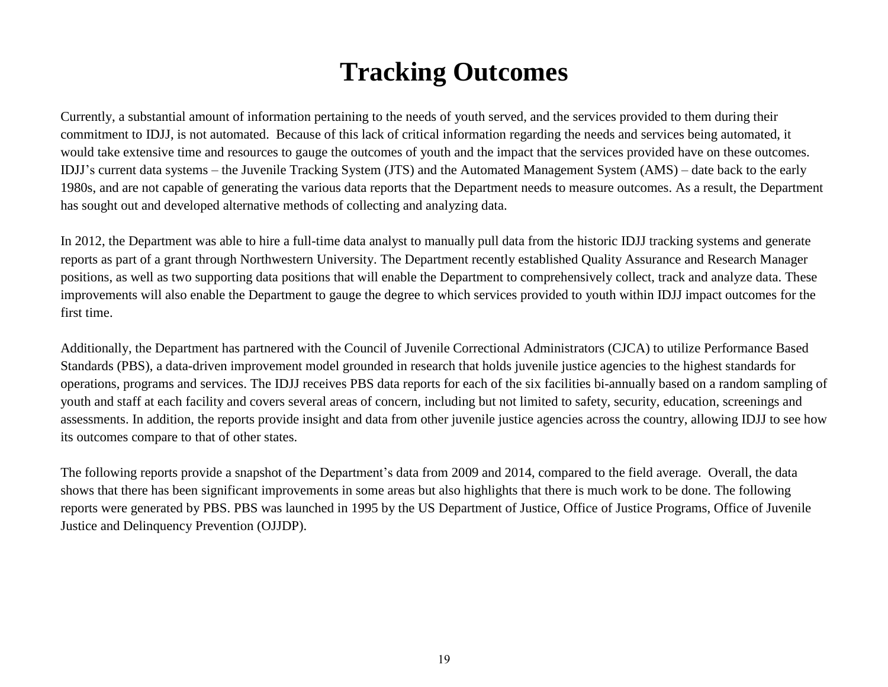# Tracking Outcomes

Currently, a substantial amount of information pertaining to the needs of youth served, and the services provided to them during their commitment to IDJJ, is not automated. Because of this lack of critical information regarding the needs and services being automated, it would take extensive time and resources to gauge the outcomes of youth and the impact that the services provided have on these outcomes. IDJJ's current data systems – the Juvenile Tracking System (JTS) and the Automated Management System (AMS) – date back to the early 1980s, and are not capable of generating the various data reports that the Department needs to measure outcomes. As a result, the Department has sought out and developed alternative methods of collecting and analyzing data.

In 2012, the Department was able to hire a full-time data analyst to manually pull data from the historic IDJJ tracking systems and generate reports as part of a grant through Northwestern University. The Department recently established Quality Assurance and Research Manager positions, as well as two supporting data positions that will enable the Department to comprehensively collect, track and analyze data. These improvements will also enable the Department to gauge the degree to which services provided to youth within IDJJ impact outcomes for the first time.

Additionally, the Department has partnered with the Council of Juvenile Correctional Administrators (CJCA) to utilize Performance Based Standards (PBS), a data-driven improvement model grounded in research that holds juvenile justice agencies to the highest standards for operations, programs and services. The IDJJ receives PBS data reports for each of the six facilities bi-annually based on a random sampling of youth and staff at each facility and covers several areas of concern, including but not limited to safety, security, education, screenings and assessments. In addition, the reports provide insight and data from other juvenile justice agencies across the country, allowing IDJJ to see how its outcomes compare to that of other states.

The following reports provide a snapshot of the Department's data from 2009 and 2014, compared to the field average. Overall, the data shows that there has been significant improvements in some areas but also highlights that there is much work to be done. The following reports were generated by PBS. PBS was launched in 1995 by the US Department of Justice, Office of Justice Programs, Office of Juvenile Justice and Delinquency Prevention (OJJDP).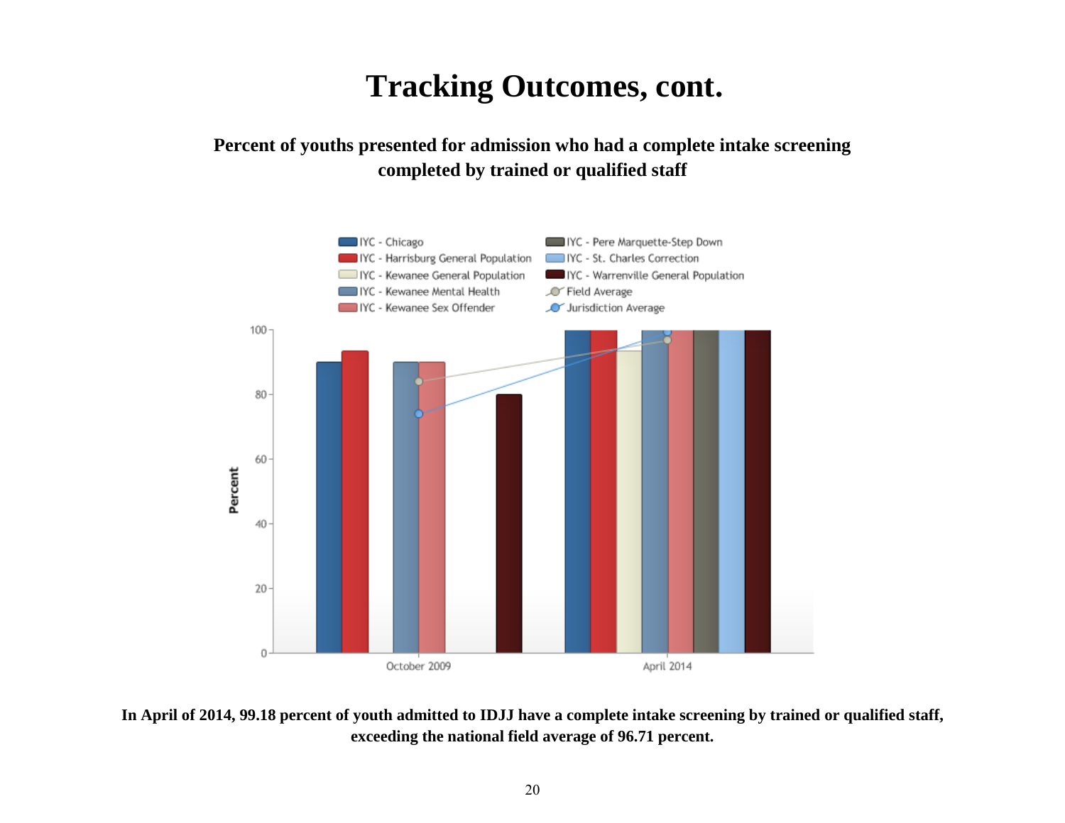# Tracking Outcomes, cont.

**Percent of youths presented for admission who had a complete intake screening completed by trained or qualified staff**

**In April of 2014, 99.18 percent of youth admitted to IDJJ have a complete intake screening by trained or qualified staff, exceeding the national field average of 96.71 percent.**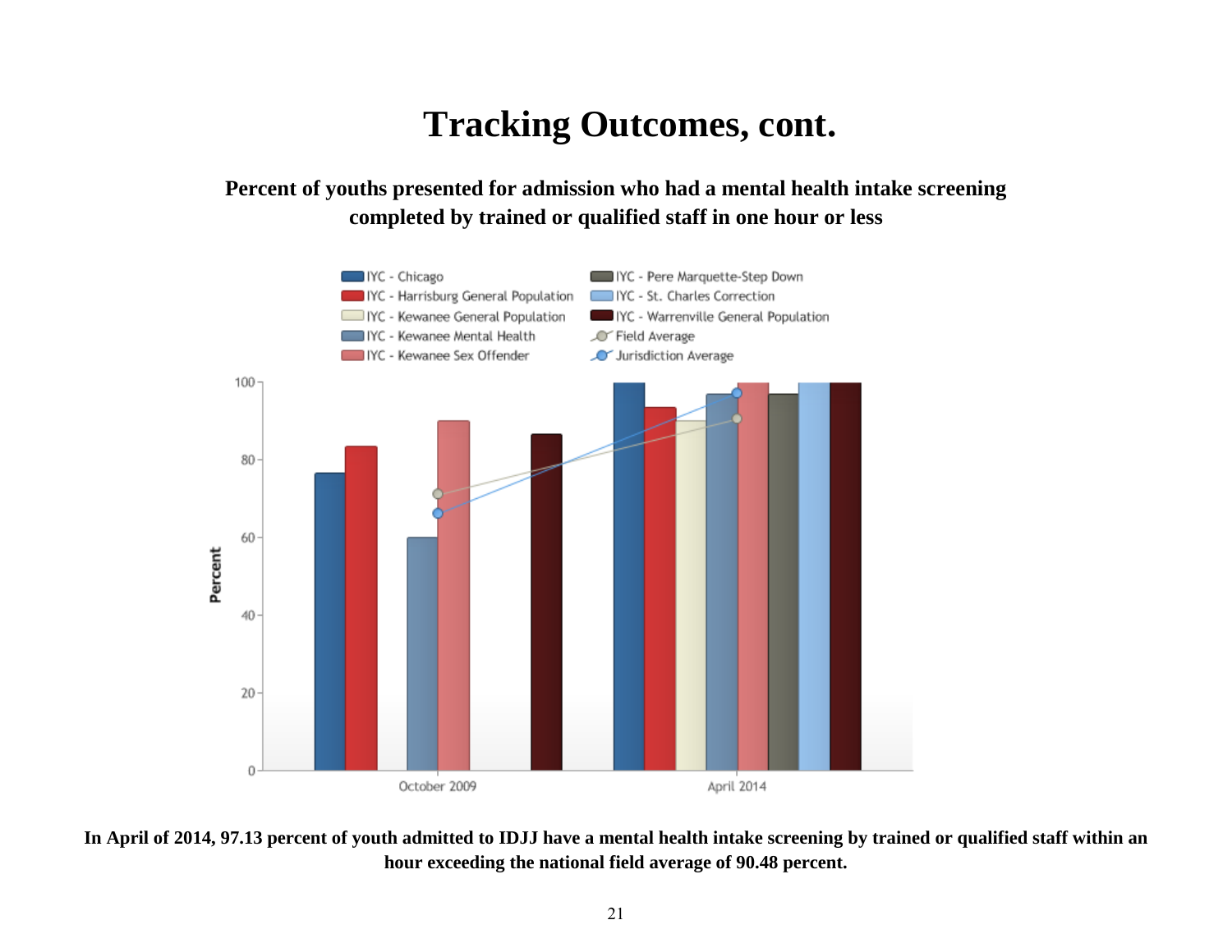# Tracking Outcomes, cont.

**Percent of youths presented for admission who had a mental health intake screening completed by trained or qualified staff in one hour or less**

**In April of 2014, 97.13 percent of youth admitted to IDJJ have a mental health intake screening by trained or qualified staff within an hour exceeding the national field average of 90.48 percent.**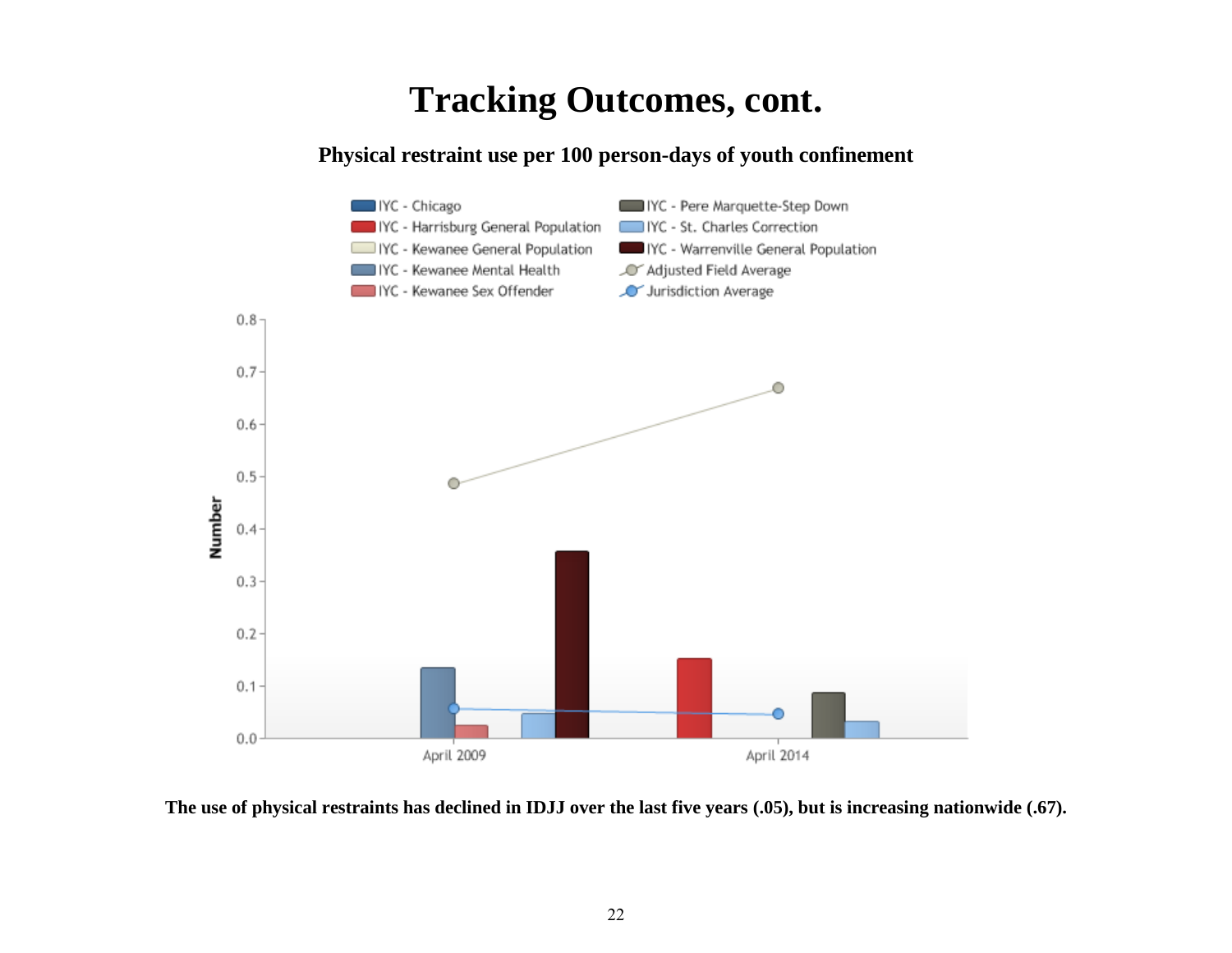# Tracking Outcomes, cont.

**Physical restraint use per 100 person-days of youth confinement**

**The use of physical restraints has declined in IDJJ over the last five years (.05), but is increasing nationwide (.67).**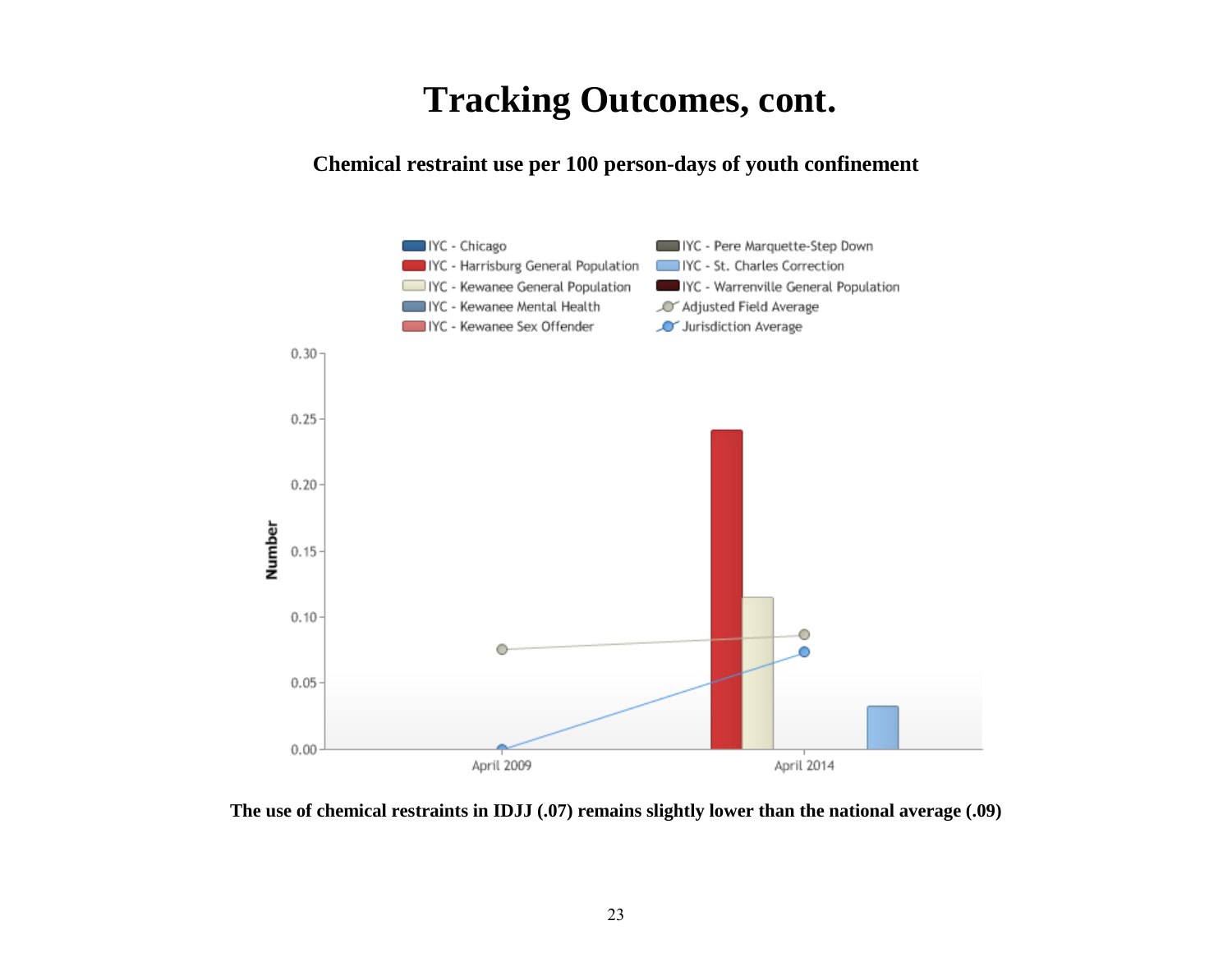# Tracking Outcomes, cont.

**Chemical restraint use per 100 person-days of youth confinement**

**The use of chemical restraints in IDJJ (.07) remains slightly lower than the national average (.09)**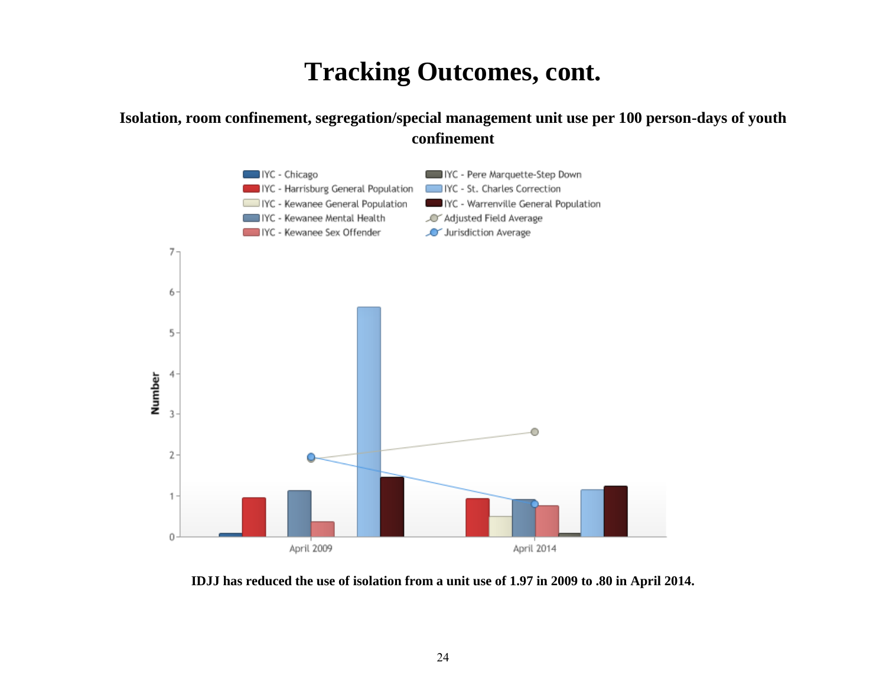# Tracking Outcomes, cont.

**Isolation, room confinement, segregation/special management unit use per 100 person-days of youth confinement**

**IDJJ has reduced the use of isolation from a unit use of 1.97 in 2009 to .80 in April 2014.**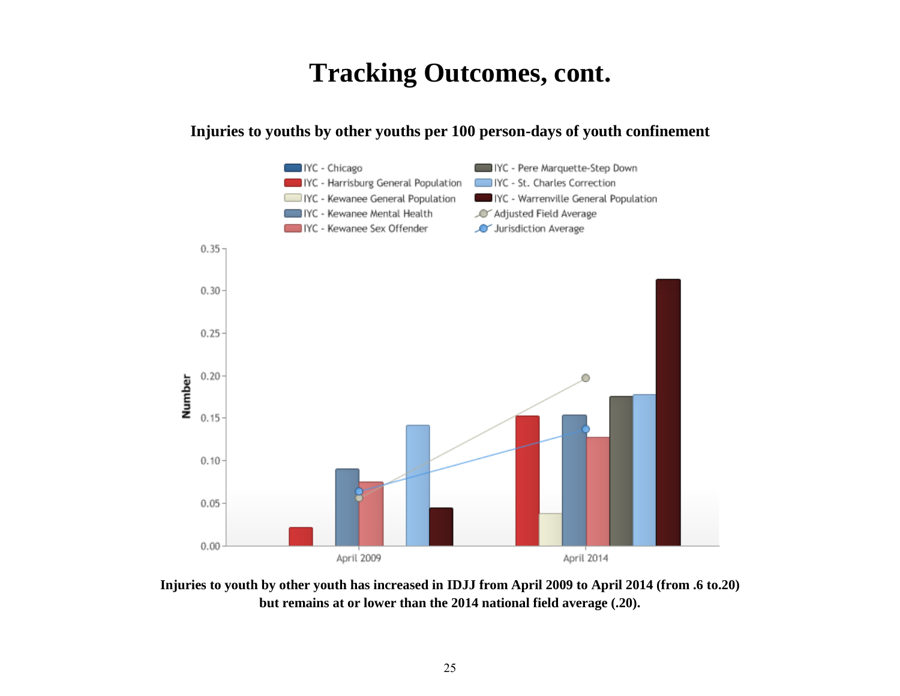# Tracking Outcomes, cont.

**Injuries to youths by other youths per 100 person-days of youth confinement**

IYC - Chicago
IYC - Harrisburg General Population
IYC - Kewanee General Population
IYC - Kewanee Mental Health
IYC - Kewanee Sex Offender
IYC - Pere Marquette-Step Down
IYC - St. Charles Correction
IYC - Warrenville General Population
Adjusted Field Average
Jurisdiction Average

Number

0.35
0.30
0.25
0.20
0.15
0.10
0.05
0.00

April 2009
April 2014

**Injuries to youth by other youth has increased in IDJJ from April 2009 to April 2014 (from .6 to.20) but remains at or lower than the 2014 national field average (.20).**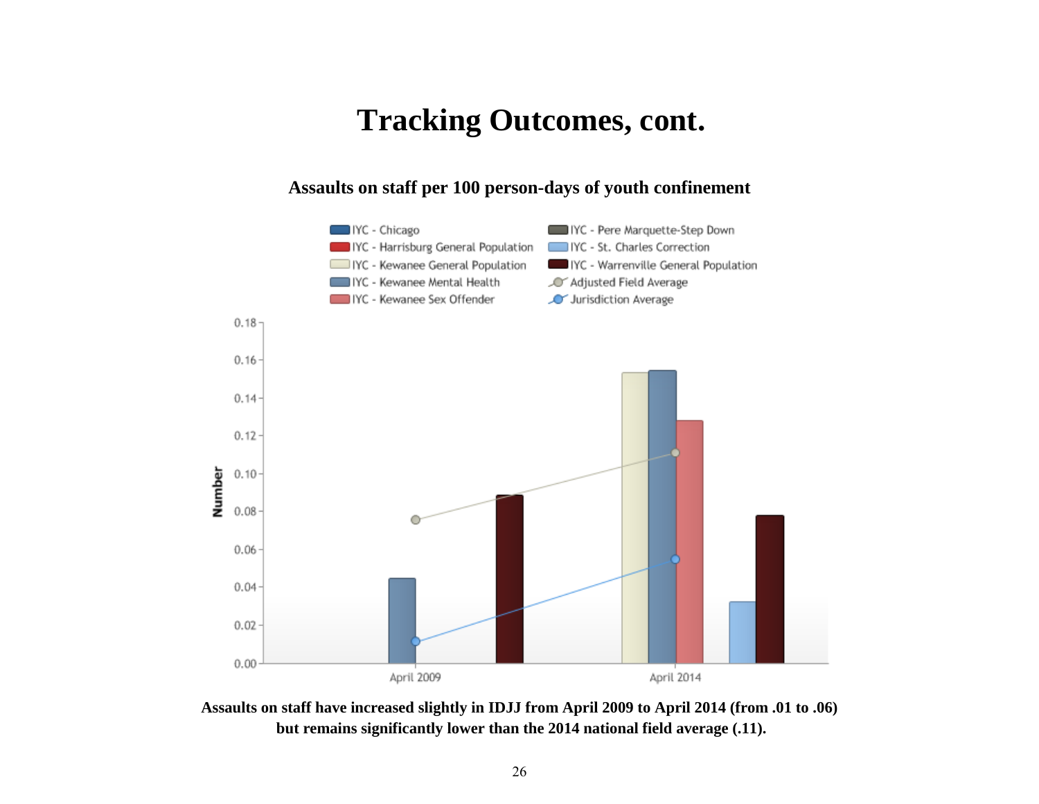# Tracking Outcomes, cont.

**Assaults on staff per 100 person-days of youth confinement**

IYC - Chicago
IYC - Harrisburg General Population
IYC - Kewanee General Population
IYC - Kewanee Mental Health
IYC - Kewanee Sex Offender
IYC - Pere Marquette-Step Down
IYC - St. Charles Correction
IYC - Warrenville General Population
Adjusted Field Average
Jurisdiction Average

Number

0.18
0.16
0.14
0.12
0.10
0.08
0.06
0.04
0.02
0.00

April 2009
April 2014

**Assaults on staff have increased slightly in IDJJ from April 2009 to April 2014 (from .01 to .06) but remains significantly lower than the 2014 national field average (.11).**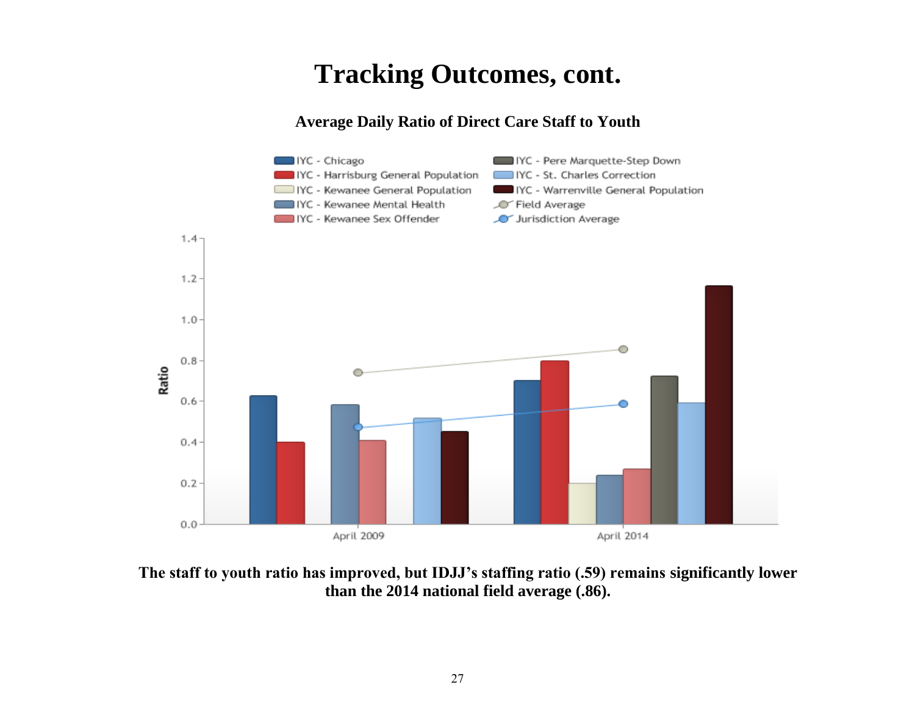# Tracking Outcomes, cont.

**Average Daily Ratio of Direct Care Staff to Youth**

**The staff to youth ratio has improved, but IDJJ's staffing ratio (.59) remains significantly lower than the 2014 national field average (.86).**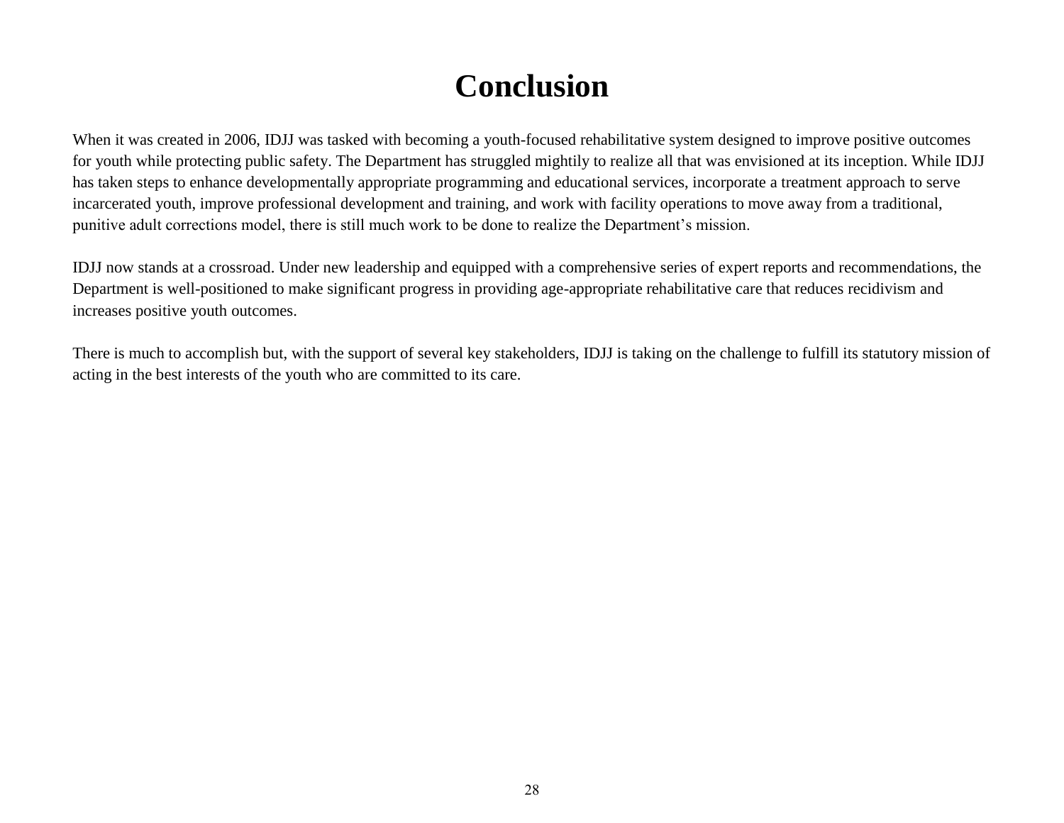# Conclusion

When it was created in 2006, IDJJ was tasked with becoming a youth-focused rehabilitative system designed to improve positive outcomes for youth while protecting public safety. The Department has struggled mightily to realize all that was envisioned at its inception. While IDJJ has taken steps to enhance developmentally appropriate programming and educational services, incorporate a treatment approach to serve incarcerated youth, improve professional development and training, and work with facility operations to move away from a traditional, punitive adult corrections model, there is still much work to be done to realize the Department's mission.

IDJJ now stands at a crossroad. Under new leadership and equipped with a comprehensive series of expert reports and recommendations, the Department is well-positioned to make significant progress in providing age-appropriate rehabilitative care that reduces recidivism and increases positive youth outcomes.

There is much to accomplish but, with the support of several key stakeholders, IDJJ is taking on the challenge to fulfill its statutory mission of acting in the best interests of the youth who are committed to its care.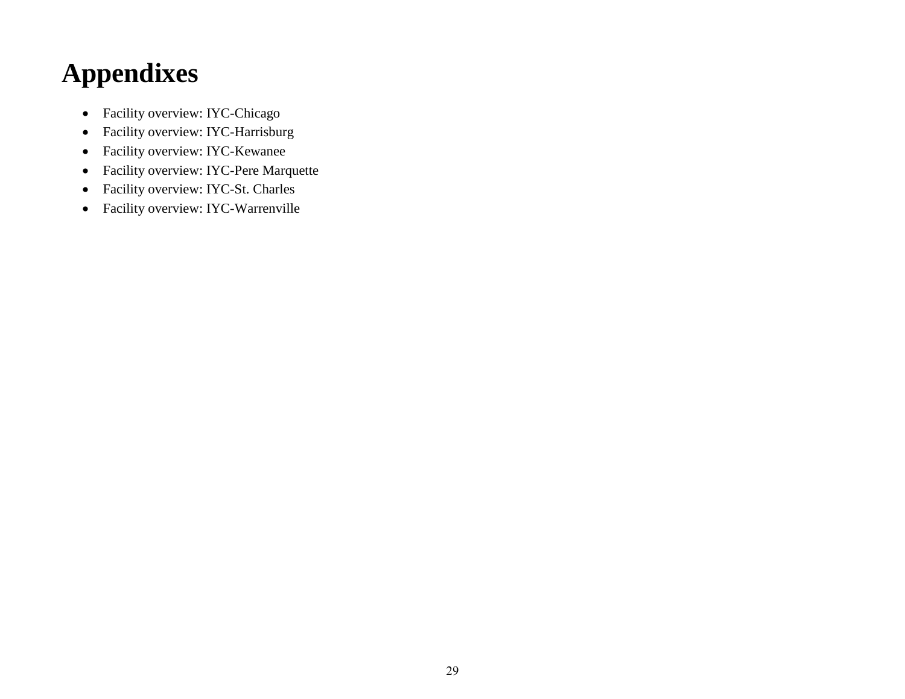# Appendixes

- Facility overview: IYC-Chicago
- Facility overview: IYC-Harrisburg
- Facility overview: IYC-Kewanee
- Facility overview: IYC-Pere Marquette
- Facility overview: IYC-St. Charles
- Facility overview: IYC-Warrenville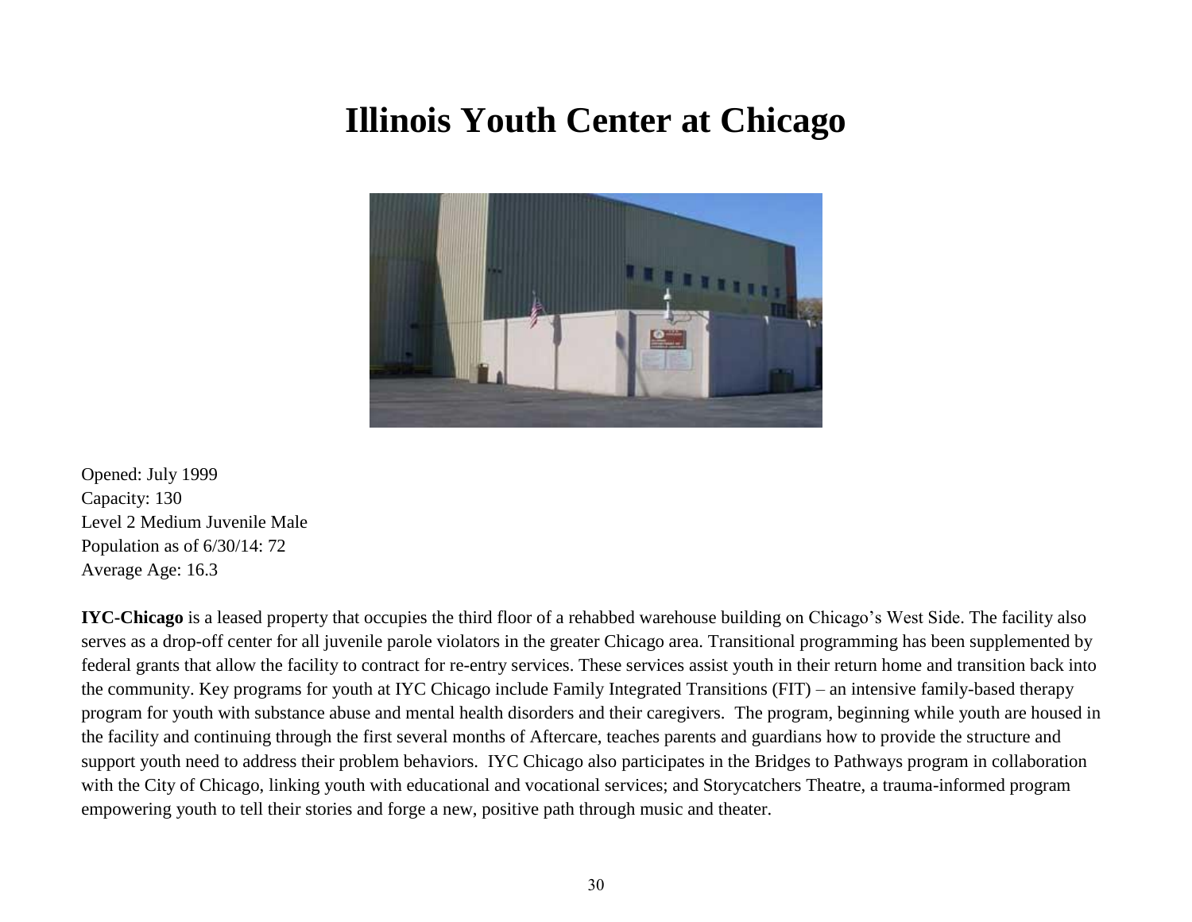# Illinois Youth Center at Chicago

Opened: July 1999
Capacity: 130
Level 2 Medium Juvenile Male
Population as of 6/30/14: 72
Average Age: 16.3

**IYC-Chicago** is a leased property that occupies the third floor of a rehabbed warehouse building on Chicago's West Side. The facility also serves as a drop-off center for all juvenile parole violators in the greater Chicago area. Transitional programming has been supplemented by federal grants that allow the facility to contract for re-entry services. These services assist youth in their return home and transition back into the community. Key programs for youth at IYC Chicago include Family Integrated Transitions (FIT) – an intensive family-based therapy program for youth with substance abuse and mental health disorders and their caregivers. The program, beginning while youth are housed in the facility and continuing through the first several months of Aftercare, teaches parents and guardians how to provide the structure and support youth need to address their problem behaviors. IYC Chicago also participates in the Bridges to Pathways program in collaboration with the City of Chicago, linking youth with educational and vocational services; and Storycatchers Theatre, a trauma-informed program empowering youth to tell their stories and forge a new, positive path through music and theater.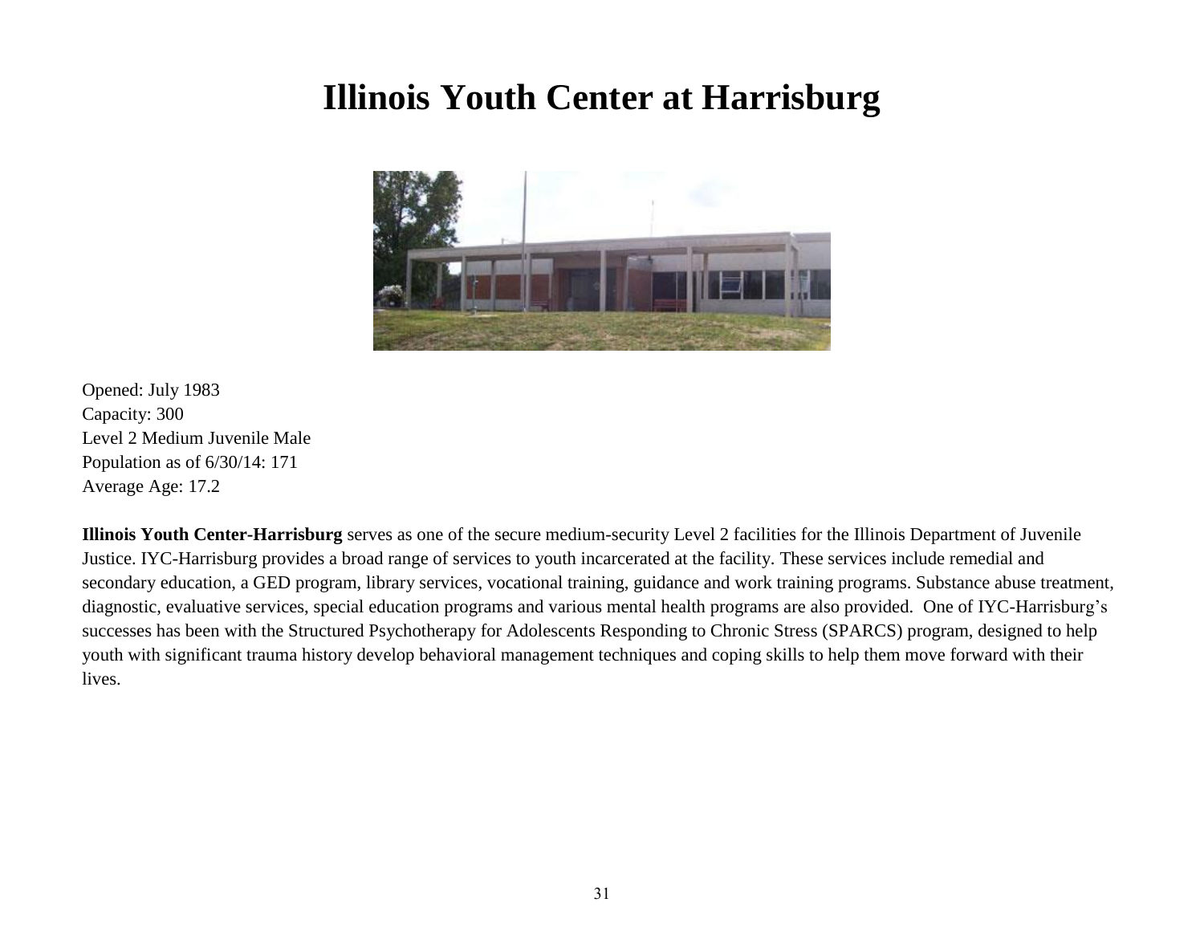# Illinois Youth Center at Harrisburg

Opened: July 1983
Capacity: 300
Level 2 Medium Juvenile Male
Population as of 6/30/14: 171
Average Age: 17.2

**Illinois Youth Center-Harrisburg** serves as one of the secure medium-security Level 2 facilities for the Illinois Department of Juvenile Justice. IYC-Harrisburg provides a broad range of services to youth incarcerated at the facility. These services include remedial and secondary education, a GED program, library services, vocational training, guidance and work training programs. Substance abuse treatment, diagnostic, evaluative services, special education programs and various mental health programs are also provided. One of IYC-Harrisburg's successes has been with the Structured Psychotherapy for Adolescents Responding to Chronic Stress (SPARCS) program, designed to help youth with significant trauma history develop behavioral management techniques and coping skills to help them move forward with their lives.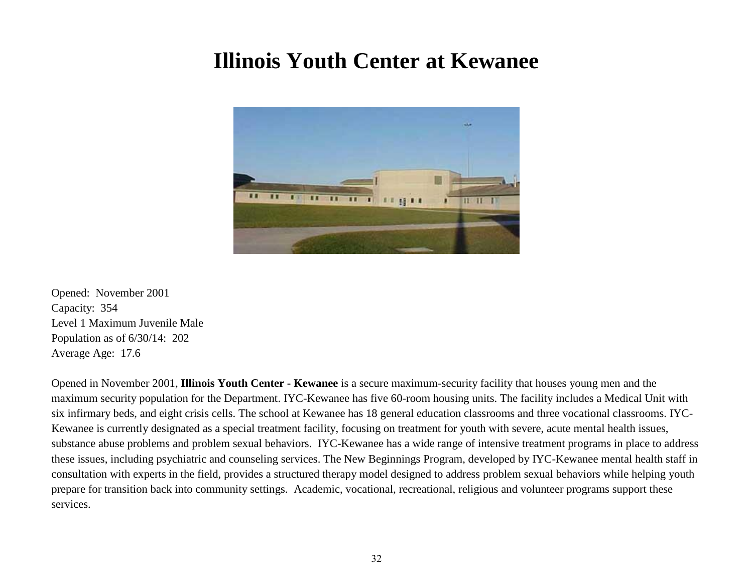# Illinois Youth Center at Kewanee

Opened: November 2001
Capacity: 354
Level 1 Maximum Juvenile Male
Population as of 6/30/14: 202
Average Age: 17.6

Opened in November 2001, **Illinois Youth Center - Kewanee** is a secure maximum-security facility that houses young men and the maximum security population for the Department. IYC-Kewanee has five 60-room housing units. The facility includes a Medical Unit with six infirmary beds, and eight crisis cells. The school at Kewanee has 18 general education classrooms and three vocational classrooms. IYC-Kewanee is currently designated as a special treatment facility, focusing on treatment for youth with severe, acute mental health issues, substance abuse problems and problem sexual behaviors. IYC-Kewanee has a wide range of intensive treatment programs in place to address these issues, including psychiatric and counseling services. The New Beginnings Program, developed by IYC-Kewanee mental health staff in consultation with experts in the field, provides a structured therapy model designed to address problem sexual behaviors while helping youth prepare for transition back into community settings. Academic, vocational, recreational, religious and volunteer programs support these services.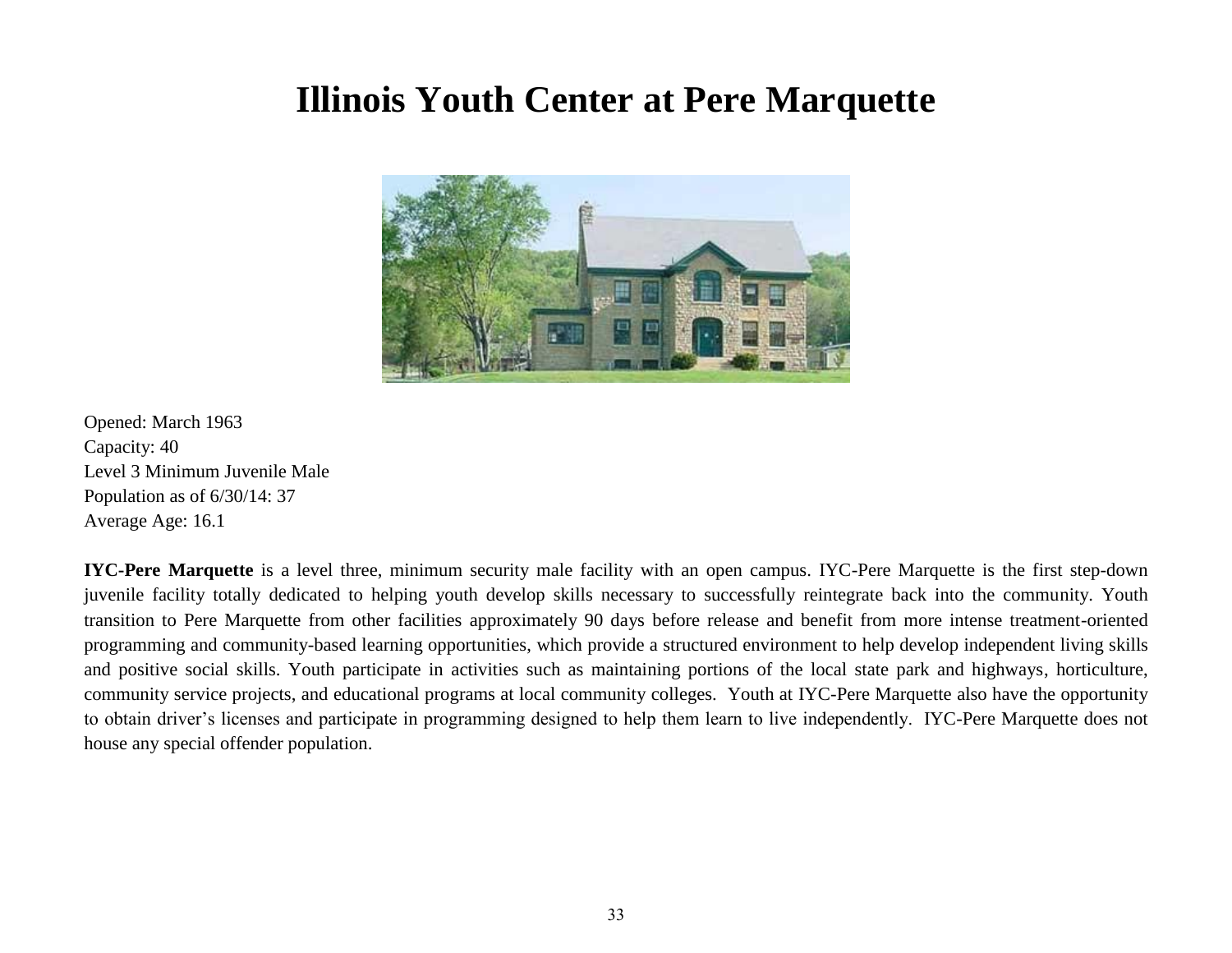# Illinois Youth Center at Pere Marquette

Opened: March 1963
Capacity: 40
Level 3 Minimum Juvenile Male
Population as of 6/30/14: 37
Average Age: 16.1

**IYC-Pere Marquette** is a level three, minimum security male facility with an open campus. IYC-Pere Marquette is the first step-down juvenile facility totally dedicated to helping youth develop skills necessary to successfully reintegrate back into the community. Youth transition to Pere Marquette from other facilities approximately 90 days before release and benefit from more intense treatment-oriented programming and community-based learning opportunities, which provide a structured environment to help develop independent living skills and positive social skills. Youth participate in activities such as maintaining portions of the local state park and highways, horticulture, community service projects, and educational programs at local community colleges. Youth at IYC-Pere Marquette also have the opportunity to obtain driver's licenses and participate in programming designed to help them learn to live independently. IYC-Pere Marquette does not house any special offender population.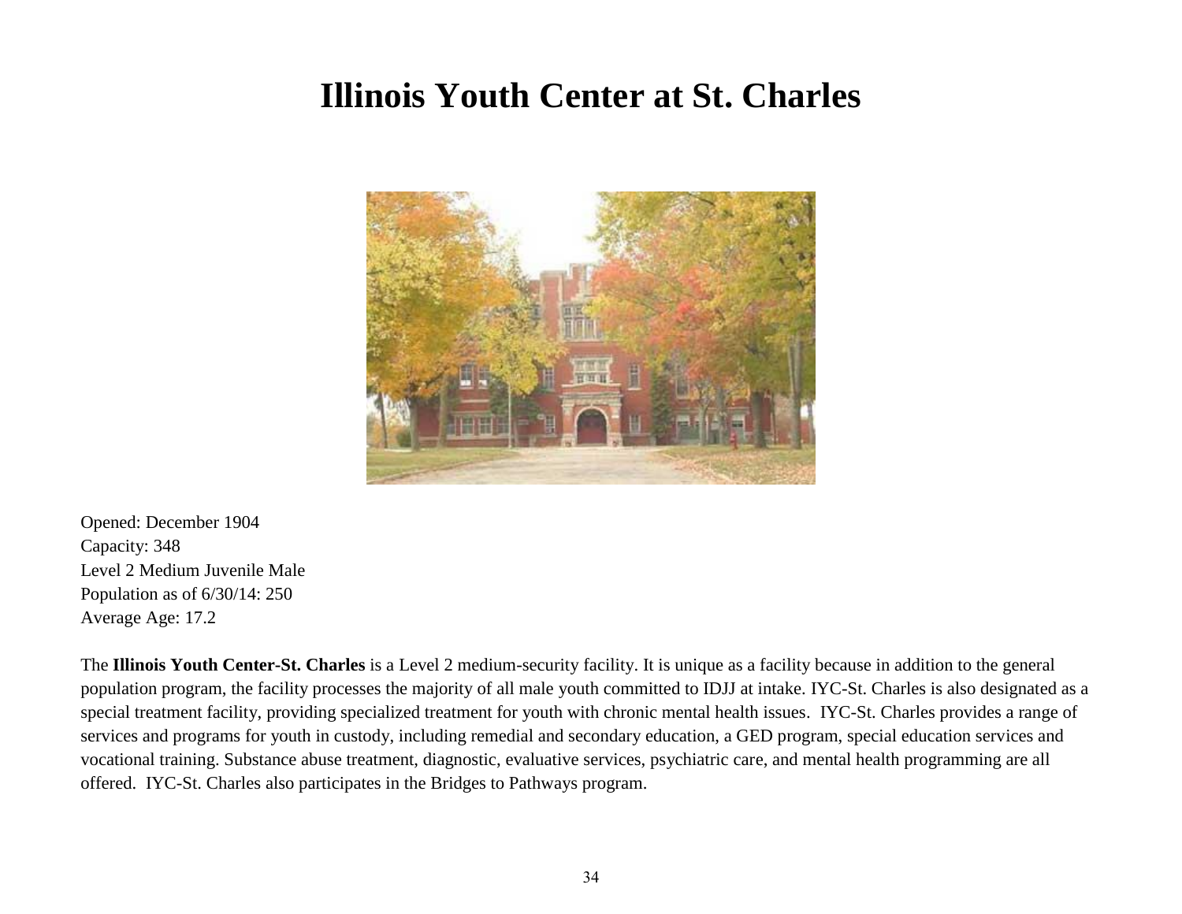# Illinois Youth Center at St. Charles

Opened: December 1904
Capacity: 348
Level 2 Medium Juvenile Male
Population as of 6/30/14: 250
Average Age: 17.2

The **Illinois Youth Center-St. Charles** is a Level 2 medium-security facility. It is unique as a facility because in addition to the general population program, the facility processes the majority of all male youth committed to IDJJ at intake. IYC-St. Charles is also designated as a special treatment facility, providing specialized treatment for youth with chronic mental health issues. IYC-St. Charles provides a range of services and programs for youth in custody, including remedial and secondary education, a GED program, special education services and vocational training. Substance abuse treatment, diagnostic, evaluative services, psychiatric care, and mental health programming are all offered. IYC-St. Charles also participates in the Bridges to Pathways program.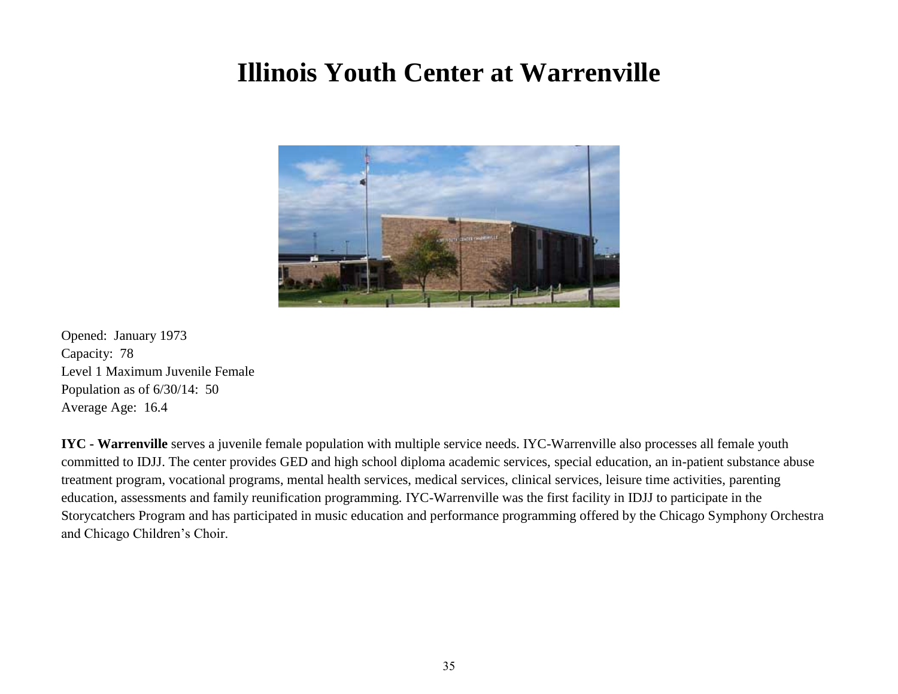# Illinois Youth Center at Warrenville

Opened: January 1973
Capacity: 78
Level 1 Maximum Juvenile Female
Population as of 6/30/14: 50
Average Age: 16.4

**IYC - Warrenville** serves a juvenile female population with multiple service needs. IYC-Warrenville also processes all female youth committed to IDJJ. The center provides GED and high school diploma academic services, special education, an in-patient substance abuse treatment program, vocational programs, mental health services, medical services, clinical services, leisure time activities, parenting education, assessments and family reunification programming. IYC-Warrenville was the first facility in IDJJ to participate in the Storycatchers Program and has participated in music education and performance programming offered by the Chicago Symphony Orchestra and Chicago Children's Choir.